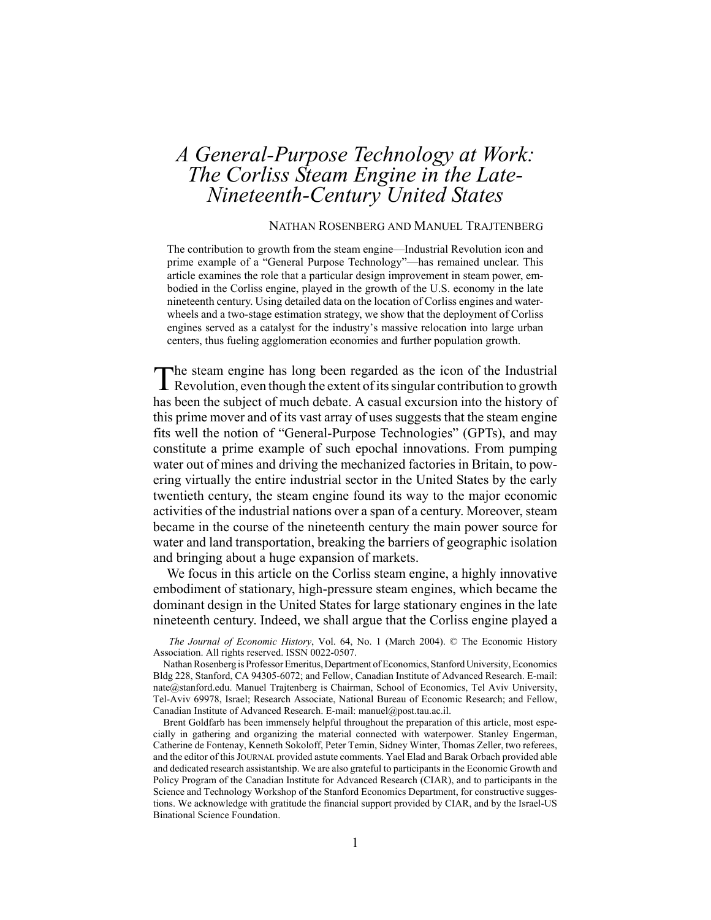# *A General-Purpose Technology at Work: The Corliss Steam Engine in the Late-Nineteenth-Century United States*

NATHAN ROSENBERG AND MANUEL TRAJTENBERG

The contribution to growth from the steam engine—Industrial Revolution icon and prime example of a "General Purpose Technology"—has remained unclear. This article examines the role that a particular design improvement in steam power, embodied in the Corliss engine, played in the growth of the U.S. economy in the late nineteenth century. Using detailed data on the location of Corliss engines and waterwheels and a two-stage estimation strategy, we show that the deployment of Corliss engines served as a catalyst for the industry's massive relocation into large urban centers, thus fueling agglomeration economies and further population growth.

The steam engine has long been regarded as the icon of the Industrial Revolution, even though the extent of its singular contribution to growth has been the subject of much debate. A casual excursion into the history of this prime mover and of its vast array of uses suggests that the steam engine fits well the notion of "General-Purpose Technologies" (GPTs), and may constitute a prime example of such epochal innovations. From pumping water out of mines and driving the mechanized factories in Britain, to powering virtually the entire industrial sector in the United States by the early twentieth century, the steam engine found its way to the major economic activities of the industrial nations over a span of a century. Moreover, steam became in the course of the nineteenth century the main power source for water and land transportation, breaking the barriers of geographic isolation and bringing about a huge expansion of markets.

We focus in this article on the Corliss steam engine, a highly innovative embodiment of stationary, high-pressure steam engines, which became the dominant design in the United States for large stationary engines in the late nineteenth century. Indeed, we shall argue that the Corliss engine played a

*The Journal of Economic History*, Vol. 64, No. 1 (March 2004). © The Economic History Association. All rights reserved. ISSN 0022-0507.

Nathan Rosenberg is Professor Emeritus, Department of Economics, Stanford University, Economics Bldg 228, Stanford, CA 94305-6072; and Fellow, Canadian Institute of Advanced Research. E-mail: nate@stanford.edu. Manuel Trajtenberg is Chairman, School of Economics, Tel Aviv University, Tel-Aviv 69978, Israel; Research Associate, National Bureau of Economic Research; and Fellow, Canadian Institute of Advanced Research. E-mail: manuel@post.tau.ac.il.

Brent Goldfarb has been immensely helpful throughout the preparation of this article, most especially in gathering and organizing the material connected with waterpower. Stanley Engerman, Catherine de Fontenay, Kenneth Sokoloff, Peter Temin, Sidney Winter, Thomas Zeller, two referees, and the editor of this JOURNAL provided astute comments. Yael Elad and Barak Orbach provided able and dedicated research assistantship. We are also grateful to participants in the Economic Growth and Policy Program of the Canadian Institute for Advanced Research (CIAR), and to participants in the Science and Technology Workshop of the Stanford Economics Department, for constructive suggestions. We acknowledge with gratitude the financial support provided by CIAR, and by the Israel-US Binational Science Foundation.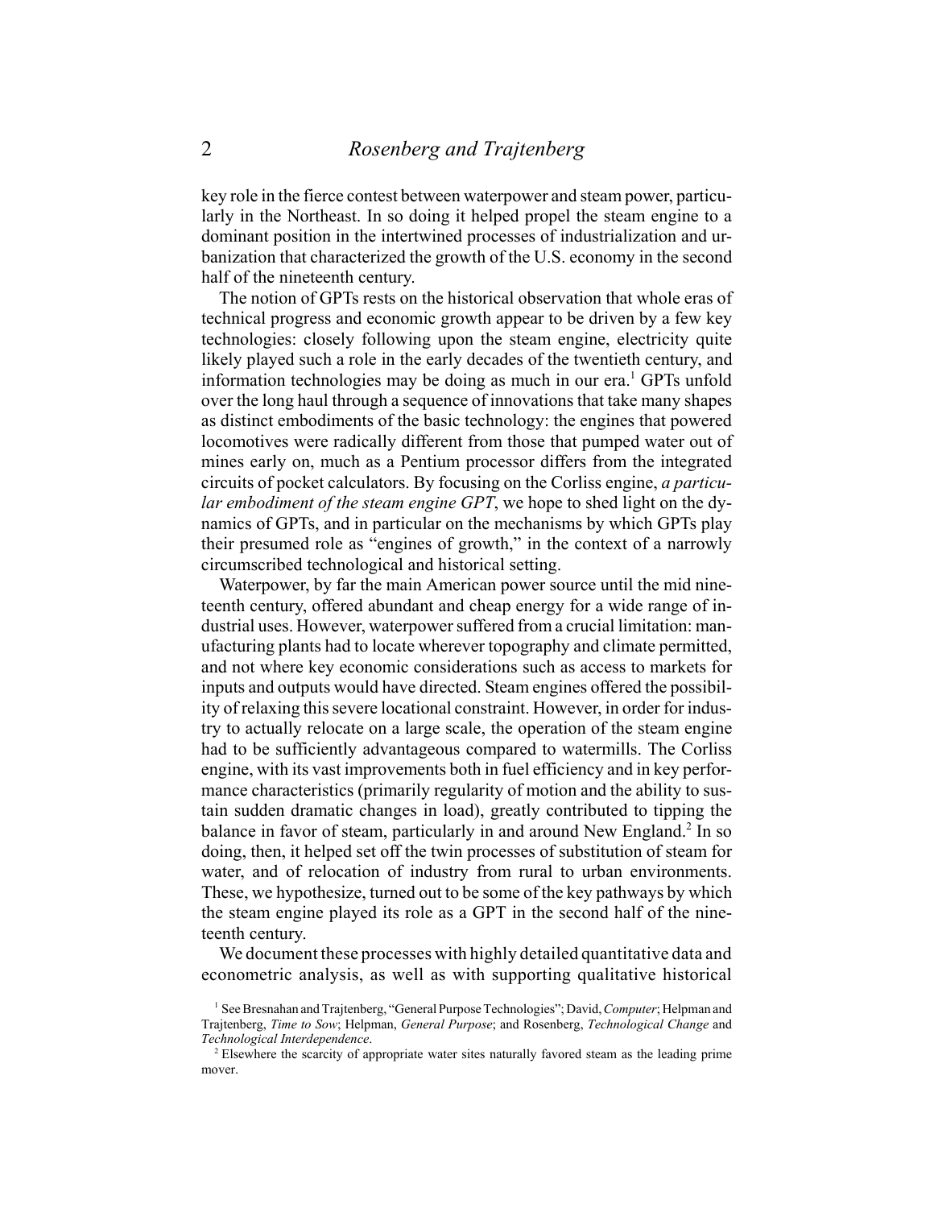key role in the fierce contest between waterpower and steam power, particularly in the Northeast. In so doing it helped propel the steam engine to a dominant position in the intertwined processes of industrialization and urbanization that characterized the growth of the U.S. economy in the second half of the nineteenth century.

The notion of GPTs rests on the historical observation that whole eras of technical progress and economic growth appear to be driven by a few key technologies: closely following upon the steam engine, electricity quite likely played such a role in the early decades of the twentieth century, and information technologies may be doing as much in our era.[1] GPTs unfold over the long haul through a sequence of innovations that take many shapes as distinct embodiments of the basic technology: the engines that powered locomotives were radically different from those that pumped water out of mines early on, much as a Pentium processor differs from the integrated circuits of pocket calculators. By focusing on the Corliss engine, *a particular embodiment of the steam engine GPT*, we hope to shed light on the dynamics of GPTs, and in particular on the mechanisms by which GPTs play their presumed role as "engines of growth," in the context of a narrowly circumscribed technological and historical setting.

Waterpower, by far the main American power source until the mid nineteenth century, offered abundant and cheap energy for a wide range of industrial uses. However, waterpower suffered from a crucial limitation: manufacturing plants had to locate wherever topography and climate permitted, and not where key economic considerations such as access to markets for inputs and outputs would have directed. Steam engines offered the possibility of relaxing this severe locational constraint. However, in order for industry to actually relocate on a large scale, the operation of the steam engine had to be sufficiently advantageous compared to watermills. The Corliss engine, with its vast improvements both in fuel efficiency and in key performance characteristics (primarily regularity of motion and the ability to sustain sudden dramatic changes in load), greatly contributed to tipping the balance in favor of steam, particularly in and around New England.[2] In so doing, then, it helped set off the twin processes of substitution of steam for water, and of relocation of industry from rural to urban environments. These, we hypothesize, turned out to be some of the key pathways by which the steam engine played its role as a GPT in the second half of the nineteenth century.

We document these processes with highly detailed quantitative data and econometric analysis, as well as with supporting qualitative historical

[1] See Bresnahan and Trajtenberg, "General Purpose Technologies"; David, *Computer*; Helpman and Trajtenberg, *Time to Sow*; Helpman, *General Purpose*; and Rosenberg, *Technological Change* and *Technological Interdependence*.

[2] Elsewhere the scarcity of appropriate water sites naturally favored steam as the leading prime mover.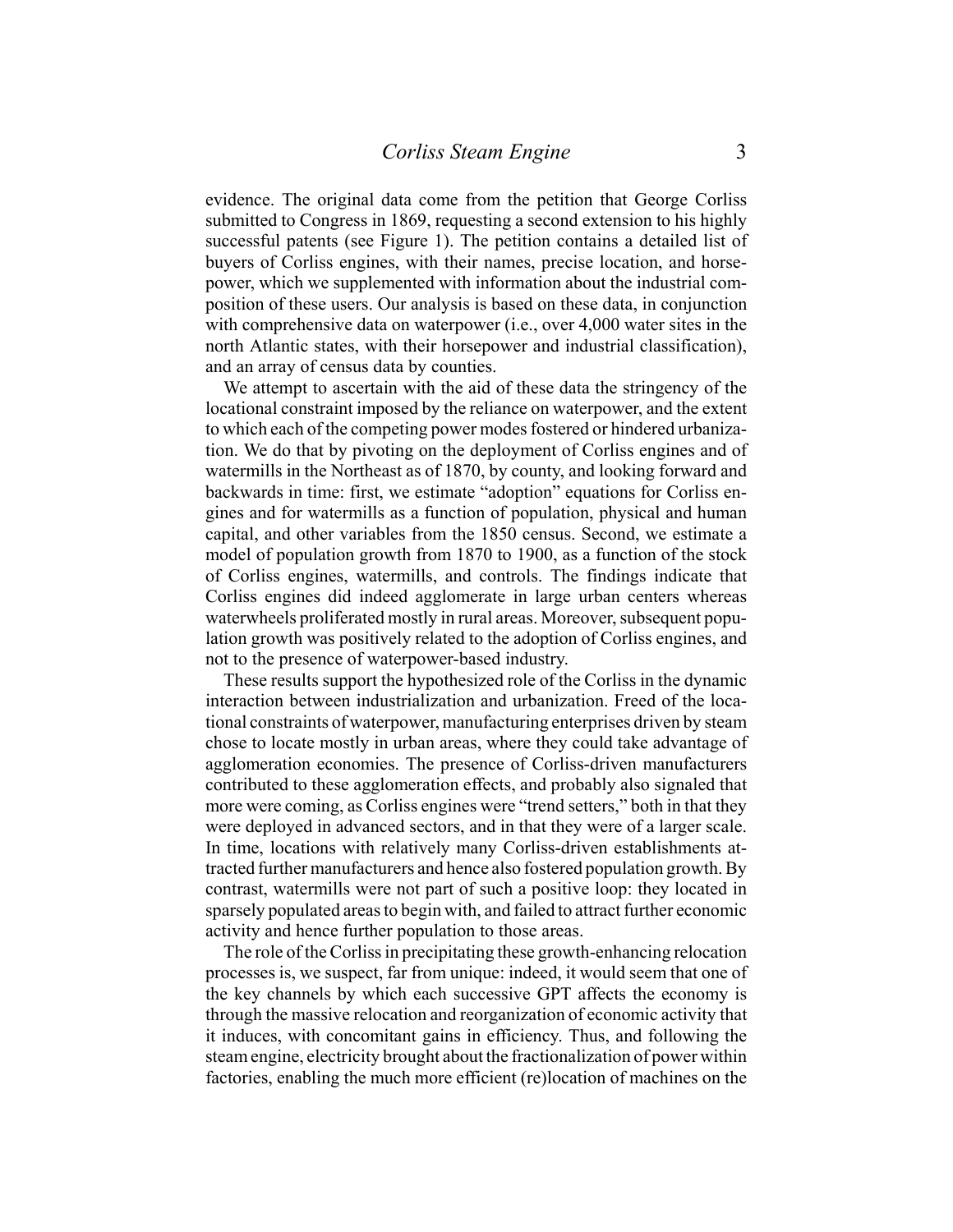evidence. The original data come from the petition that George Corliss submitted to Congress in 1869, requesting a second extension to his highly successful patents (see Figure 1). The petition contains a detailed list of buyers of Corliss engines, with their names, precise location, and horsepower, which we supplemented with information about the industrial composition of these users. Our analysis is based on these data, in conjunction with comprehensive data on waterpower (i.e., over 4,000 water sites in the north Atlantic states, with their horsepower and industrial classification), and an array of census data by counties.

We attempt to ascertain with the aid of these data the stringency of the locational constraint imposed by the reliance on waterpower, and the extent to which each of the competing power modes fostered or hindered urbanization. We do that by pivoting on the deployment of Corliss engines and of watermills in the Northeast as of 1870, by county, and looking forward and backwards in time: first, we estimate "adoption" equations for Corliss engines and for watermills as a function of population, physical and human capital, and other variables from the 1850 census. Second, we estimate a model of population growth from 1870 to 1900, as a function of the stock of Corliss engines, watermills, and controls. The findings indicate that Corliss engines did indeed agglomerate in large urban centers whereas waterwheels proliferated mostly in rural areas. Moreover, subsequent population growth was positively related to the adoption of Corliss engines, and not to the presence of waterpower-based industry.

These results support the hypothesized role of the Corliss in the dynamic interaction between industrialization and urbanization. Freed of the locational constraints of waterpower, manufacturing enterprises driven by steam chose to locate mostly in urban areas, where they could take advantage of agglomeration economies. The presence of Corliss-driven manufacturers contributed to these agglomeration effects, and probably also signaled that more were coming, as Corliss engines were "trend setters," both in that they were deployed in advanced sectors, and in that they were of a larger scale. In time, locations with relatively many Corliss-driven establishments attracted further manufacturers and hence also fostered population growth. By contrast, watermills were not part of such a positive loop: they located in sparsely populated areas to begin with, and failed to attract further economic activity and hence further population to those areas.

The role of the Corliss in precipitating these growth-enhancing relocation processes is, we suspect, far from unique: indeed, it would seem that one of the key channels by which each successive GPT affects the economy is through the massive relocation and reorganization of economic activity that it induces, with concomitant gains in efficiency. Thus, and following the steam engine, electricity brought about the fractionalization of power within factories, enabling the much more efficient (re)location of machines on the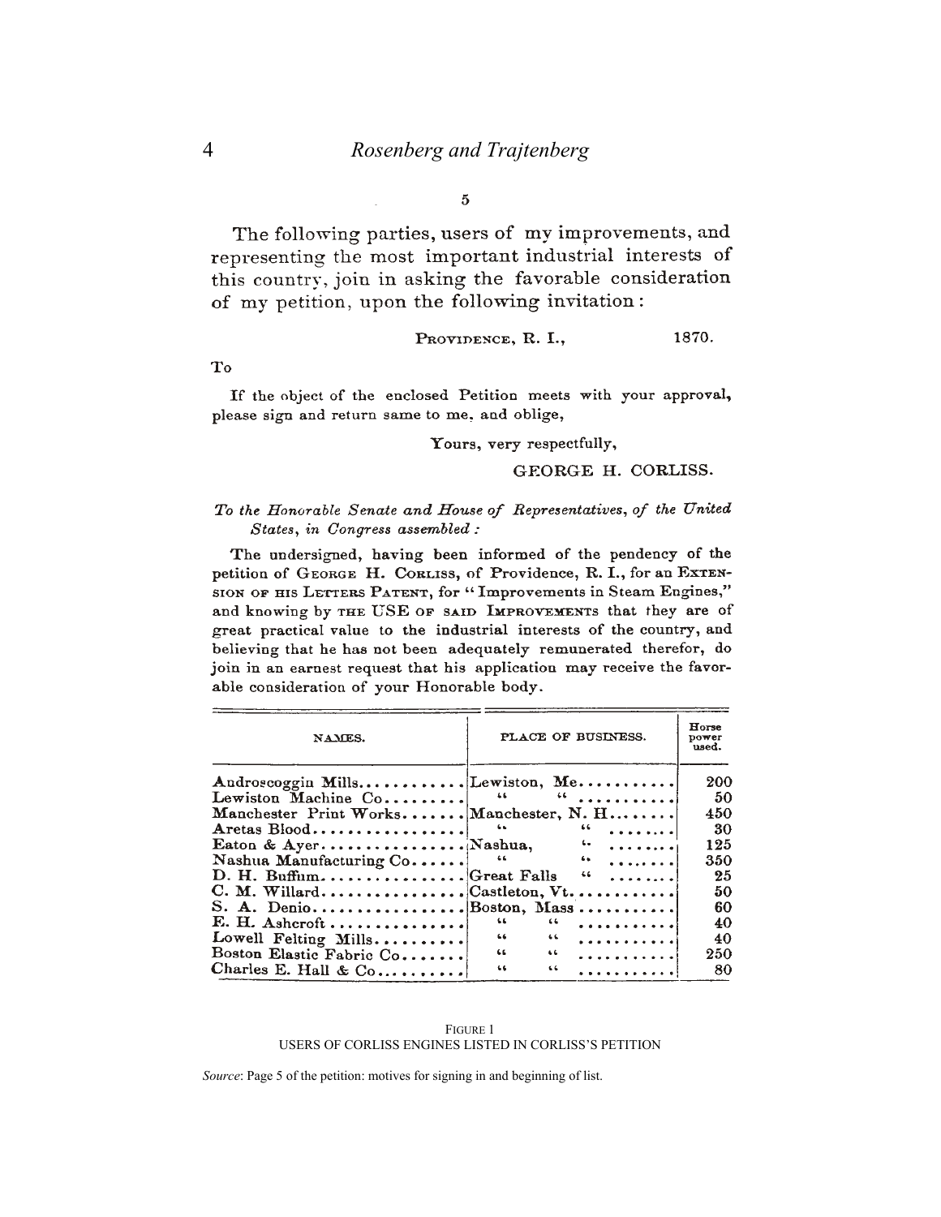5

The following parties, users of my improvements, and representing the most important industrial interests of this country, join in asking the favorable consideration of my petition, upon the following invitation:

PROVIDENCE, R. I., 1870.

To

If the object of the enclosed Petition meets with your approval, please sign and return same to me, and oblige,

Yours, very respectfully,

GEORGE H. CORLISS.

*To the Honorable Senate and House of Representatives, of the United States, in Congress assembled:*

The undersigned, having been informed of the pendency of the petition of GEORGE H. CORLISS, of Providence, R. I., for an EXTENSION OF HIS LETTERS PATENT, for "Improvements in Steam Engines," and knowing by THE USE OF SAID IMPROVEMENTS that they are of great practical value to the industrial interests of the country, and believing that he has not been adequately remunerated therefor, do join in an earnest request that his application may receive the favorable consideration of your Honorable body.

| NAMES. | PLACE OF BUSINESS. | Horse power used. |
|---|---|---|
| Androscoggin Mills | Lewiston, Me. | 200 |
| Lewiston Machine Co | " " | 50 |
| Manchester Print Works | Manchester, N. H. | 450 |
| Aretas Blood | " " | 30 |
| Eaton & Ayer | Nashua, " | 125 |
| Nashua Manufacturing Co | " " | 350 |
| D. H. Buffum | Great Falls " | 25 |
| C. M. Willard | Castleton, Vt. | 50 |
| S. A. Denio | Boston, Mass | 60 |
| E. H. Ashcroft | " " | 40 |
| Lowell Felting Mills | " " | 40 |
| Boston Elastic Fabric Co | " " | 250 |
| Charles E. Hall & Co | " " | 80 |

FIGURE 1
USERS OF CORLISS ENGINES LISTED IN CORLISS'S PETITION

*Source*: Page 5 of the petition: motives for signing in and beginning of list.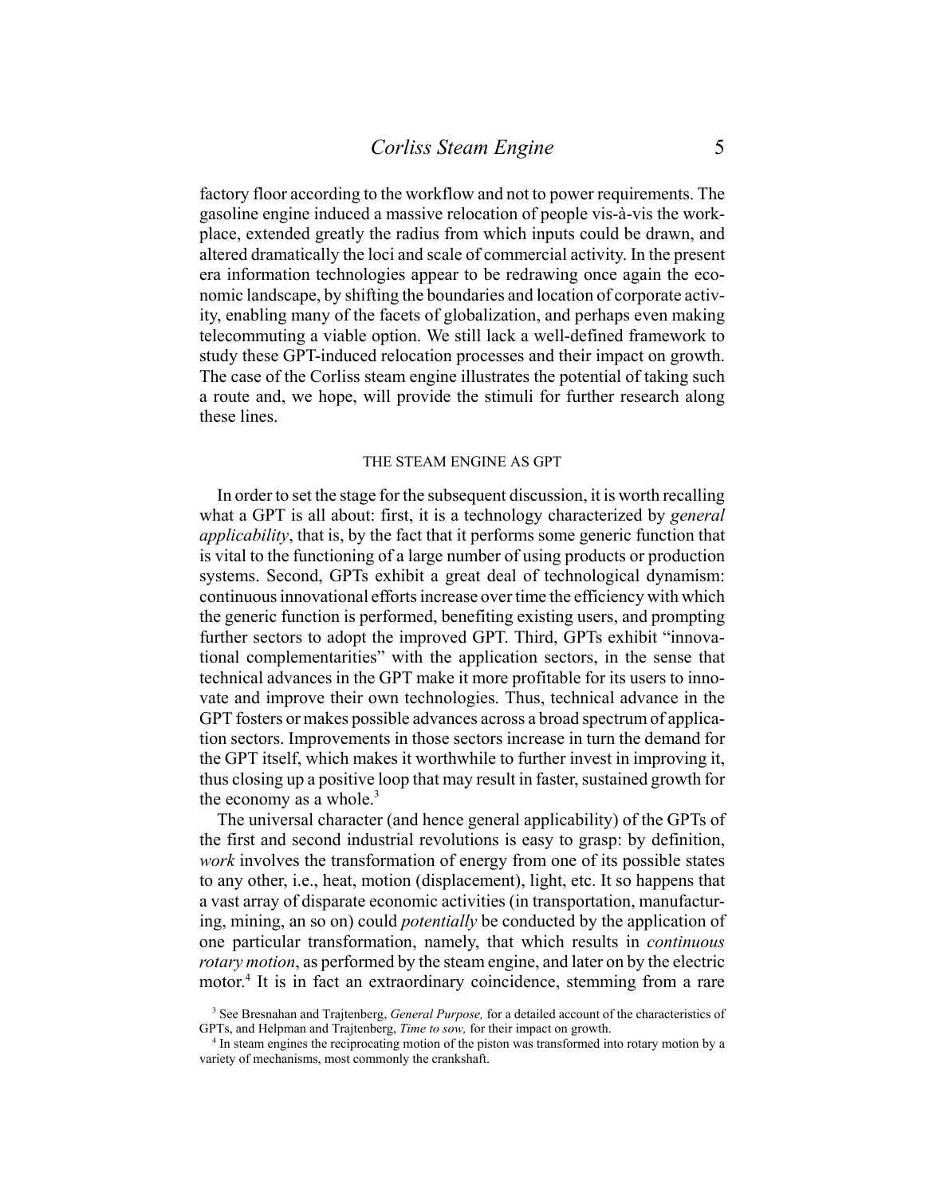factory floor according to the workflow and not to power requirements. The gasoline engine induced a massive relocation of people vis-à-vis the workplace, extended greatly the radius from which inputs could be drawn, and altered dramatically the loci and scale of commercial activity. In the present era information technologies appear to be redrawing once again the economic landscape, by shifting the boundaries and location of corporate activity, enabling many of the facets of globalization, and perhaps even making telecommuting a viable option. We still lack a well-defined framework to study these GPT-induced relocation processes and their impact on growth. The case of the Corliss steam engine illustrates the potential of taking such a route and, we hope, will provide the stimuli for further research along these lines.

## THE STEAM ENGINE AS GPT

In order to set the stage for the subsequent discussion, it is worth recalling what a GPT is all about: first, it is a technology characterized by *general applicability*, that is, by the fact that it performs some generic function that is vital to the functioning of a large number of using products or production systems. Second, GPTs exhibit a great deal of technological dynamism: continuous innovational efforts increase over time the efficiency with which the generic function is performed, benefiting existing users, and prompting further sectors to adopt the improved GPT. Third, GPTs exhibit "innovational complementarities" with the application sectors, in the sense that technical advances in the GPT make it more profitable for its users to innovate and improve their own technologies. Thus, technical advance in the GPT fosters or makes possible advances across a broad spectrum of application sectors. Improvements in those sectors increase in turn the demand for the GPT itself, which makes it worthwhile to further invest in improving it, thus closing up a positive loop that may result in faster, sustained growth for the economy as a whole.[3]

The universal character (and hence general applicability) of the GPTs of the first and second industrial revolutions is easy to grasp: by definition, *work* involves the transformation of energy from one of its possible states to any other, i.e., heat, motion (displacement), light, etc. It so happens that a vast array of disparate economic activities (in transportation, manufacturing, mining, an so on) could *potentially* be conducted by the application of one particular transformation, namely, that which results in *continuous rotary motion*, as performed by the steam engine, and later on by the electric motor.[4] It is in fact an extraordinary coincidence, stemming from a rare

[3] See Bresnahan and Trajtenberg, *General Purpose,* for a detailed account of the characteristics of GPTs, and Helpman and Trajtenberg, *Time to sow,* for their impact on growth.

[4] In steam engines the reciprocating motion of the piston was transformed into rotary motion by a variety of mechanisms, most commonly the crankshaft.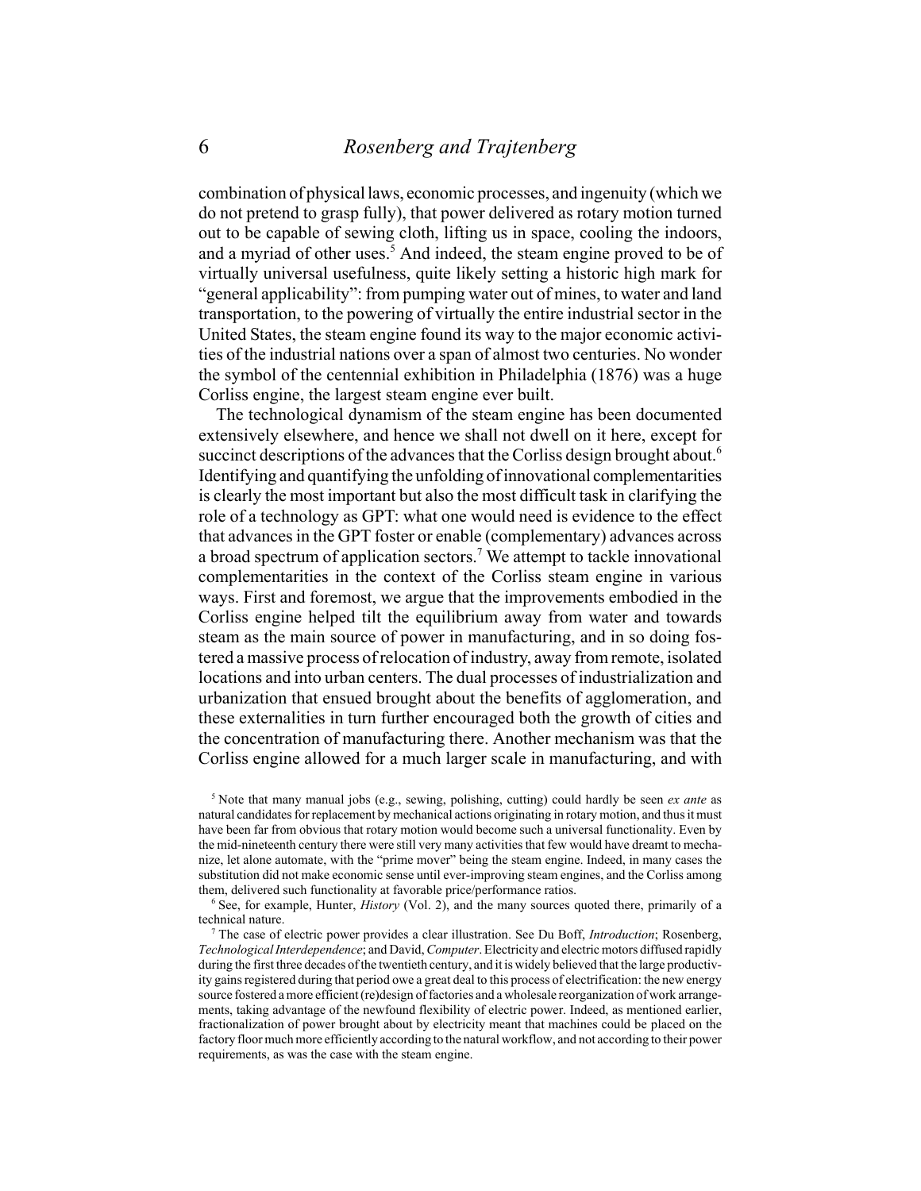combination of physical laws, economic processes, and ingenuity (which we do not pretend to grasp fully), that power delivered as rotary motion turned out to be capable of sewing cloth, lifting us in space, cooling the indoors, and a myriad of other uses.[5] And indeed, the steam engine proved to be of virtually universal usefulness, quite likely setting a historic high mark for "general applicability": from pumping water out of mines, to water and land transportation, to the powering of virtually the entire industrial sector in the United States, the steam engine found its way to the major economic activities of the industrial nations over a span of almost two centuries. No wonder the symbol of the centennial exhibition in Philadelphia (1876) was a huge Corliss engine, the largest steam engine ever built.

The technological dynamism of the steam engine has been documented extensively elsewhere, and hence we shall not dwell on it here, except for succinct descriptions of the advances that the Corliss design brought about.[6] Identifying and quantifying the unfolding of innovational complementarities is clearly the most important but also the most difficult task in clarifying the role of a technology as GPT: what one would need is evidence to the effect that advances in the GPT foster or enable (complementary) advances across a broad spectrum of application sectors.[7] We attempt to tackle innovational complementarities in the context of the Corliss steam engine in various ways. First and foremost, we argue that the improvements embodied in the Corliss engine helped tilt the equilibrium away from water and towards steam as the main source of power in manufacturing, and in so doing fostered a massive process of relocation of industry, away from remote, isolated locations and into urban centers. The dual processes of industrialization and urbanization that ensued brought about the benefits of agglomeration, and these externalities in turn further encouraged both the growth of cities and the concentration of manufacturing there. Another mechanism was that the Corliss engine allowed for a much larger scale in manufacturing, and with

[5] Note that many manual jobs (e.g., sewing, polishing, cutting) could hardly be seen *ex ante* as natural candidates for replacement by mechanical actions originating in rotary motion, and thus it must have been far from obvious that rotary motion would become such a universal functionality. Even by the mid-nineteenth century there were still very many activities that few would have dreamt to mechanize, let alone automate, with the "prime mover" being the steam engine. Indeed, in many cases the substitution did not make economic sense until ever-improving steam engines, and the Corliss among them, delivered such functionality at favorable price/performance ratios.

[6] See, for example, Hunter, *History* (Vol. 2), and the many sources quoted there, primarily of a technical nature.

[7] The case of electric power provides a clear illustration. See Du Boff, *Introduction*; Rosenberg, *Technological Interdependence*; and David, *Computer*. Electricity and electric motors diffused rapidly during the first three decades of the twentieth century, and it is widely believed that the large productivity gains registered during that period owe a great deal to this process of electrification: the new energy source fostered a more efficient (re)design of factories and a wholesale reorganization of work arrangements, taking advantage of the newfound flexibility of electric power. Indeed, as mentioned earlier, fractionalization of power brought about by electricity meant that machines could be placed on the factory floor much more efficiently according to the natural workflow, and not according to their power requirements, as was the case with the steam engine.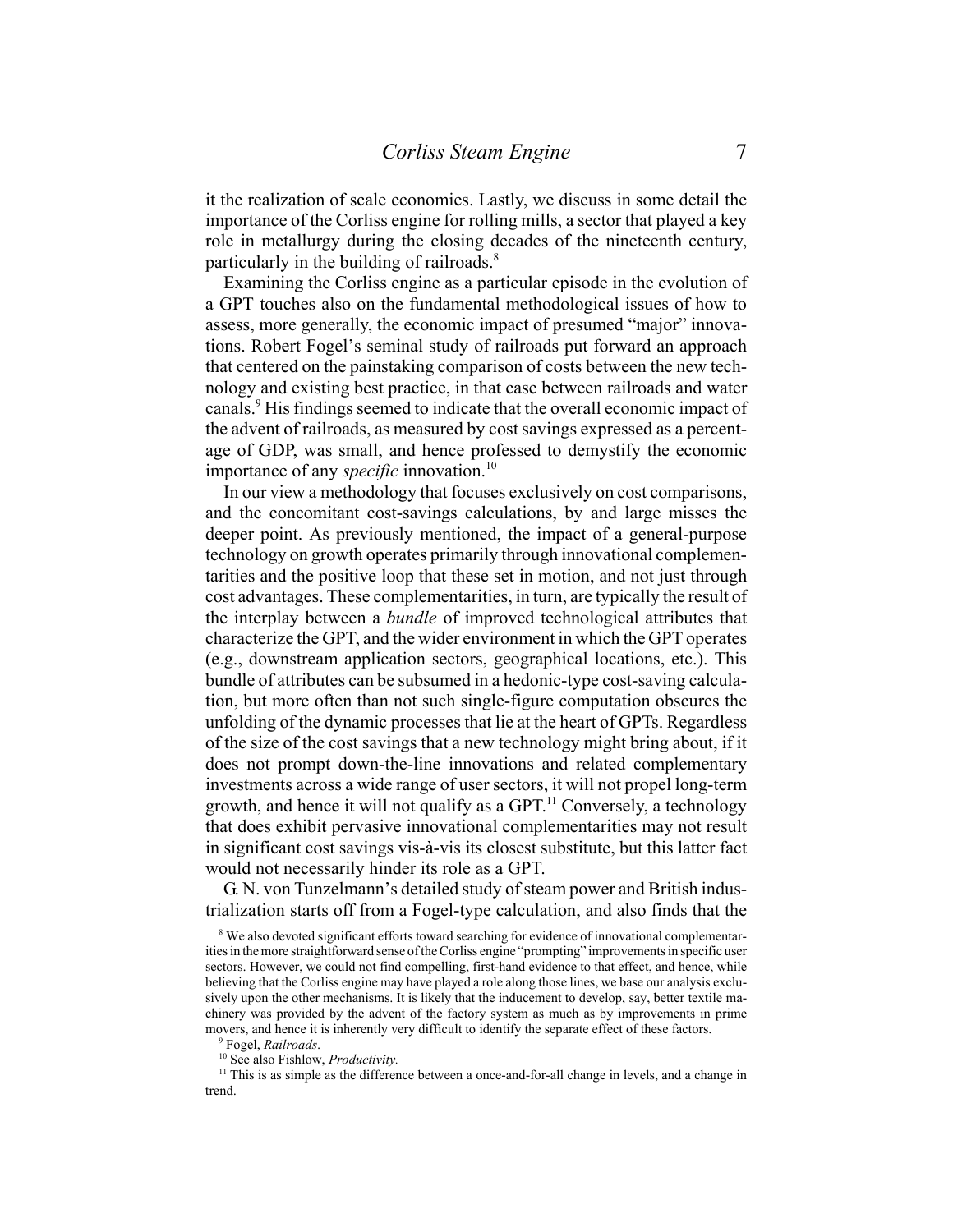it the realization of scale economies. Lastly, we discuss in some detail the importance of the Corliss engine for rolling mills, a sector that played a key role in metallurgy during the closing decades of the nineteenth century, particularly in the building of railroads.[8]

Examining the Corliss engine as a particular episode in the evolution of a GPT touches also on the fundamental methodological issues of how to assess, more generally, the economic impact of presumed "major" innovations. Robert Fogel's seminal study of railroads put forward an approach that centered on the painstaking comparison of costs between the new technology and existing best practice, in that case between railroads and water canals.[9] His findings seemed to indicate that the overall economic impact of the advent of railroads, as measured by cost savings expressed as a percentage of GDP, was small, and hence professed to demystify the economic importance of any *specific* innovation.[10]

In our view a methodology that focuses exclusively on cost comparisons, and the concomitant cost-savings calculations, by and large misses the deeper point. As previously mentioned, the impact of a general-purpose technology on growth operates primarily through innovational complementarities and the positive loop that these set in motion, and not just through cost advantages. These complementarities, in turn, are typically the result of the interplay between a *bundle* of improved technological attributes that characterize the GPT, and the wider environment in which the GPT operates (e.g., downstream application sectors, geographical locations, etc.). This bundle of attributes can be subsumed in a hedonic-type cost-saving calculation, but more often than not such single-figure computation obscures the unfolding of the dynamic processes that lie at the heart of GPTs. Regardless of the size of the cost savings that a new technology might bring about, if it does not prompt down-the-line innovations and related complementary investments across a wide range of user sectors, it will not propel long-term growth, and hence it will not qualify as a GPT.[11] Conversely, a technology that does exhibit pervasive innovational complementarities may not result in significant cost savings vis-à-vis its closest substitute, but this latter fact would not necessarily hinder its role as a GPT.

G. N. von Tunzelmann's detailed study of steam power and British industrialization starts off from a Fogel-type calculation, and also finds that the

[8] We also devoted significant efforts toward searching for evidence of innovational complementarities in the more straightforward sense of the Corliss engine "prompting" improvements in specific user sectors. However, we could not find compelling, first-hand evidence to that effect, and hence, while believing that the Corliss engine may have played a role along those lines, we base our analysis exclusively upon the other mechanisms. It is likely that the inducement to develop, say, better textile machinery was provided by the advent of the factory system as much as by improvements in prime movers, and hence it is inherently very difficult to identify the separate effect of these factors.

[9] Fogel, *Railroads*.

[10] See also Fishlow, *Productivity.*

[11] This is as simple as the difference between a once-and-for-all change in levels, and a change in trend.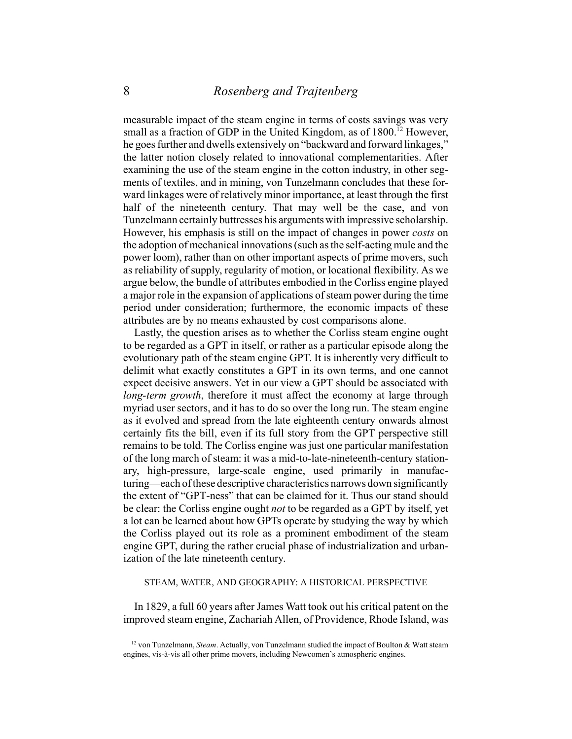measurable impact of the steam engine in terms of costs savings was very small as a fraction of GDP in the United Kingdom, as of 1800.[12] However, he goes further and dwells extensively on "backward and forward linkages," the latter notion closely related to innovational complementarities. After examining the use of the steam engine in the cotton industry, in other segments of textiles, and in mining, von Tunzelmann concludes that these forward linkages were of relatively minor importance, at least through the first half of the nineteenth century. That may well be the case, and von Tunzelmann certainly buttresses his arguments with impressive scholarship. However, his emphasis is still on the impact of changes in power *costs* on the adoption of mechanical innovations (such as the self-acting mule and the power loom), rather than on other important aspects of prime movers, such as reliability of supply, regularity of motion, or locational flexibility. As we argue below, the bundle of attributes embodied in the Corliss engine played a major role in the expansion of applications of steam power during the time period under consideration; furthermore, the economic impacts of these attributes are by no means exhausted by cost comparisons alone.

Lastly, the question arises as to whether the Corliss steam engine ought to be regarded as a GPT in itself, or rather as a particular episode along the evolutionary path of the steam engine GPT. It is inherently very difficult to delimit what exactly constitutes a GPT in its own terms, and one cannot expect decisive answers. Yet in our view a GPT should be associated with *long-term growth*, therefore it must affect the economy at large through myriad user sectors, and it has to do so over the long run. The steam engine as it evolved and spread from the late eighteenth century onwards almost certainly fits the bill, even if its full story from the GPT perspective still remains to be told. The Corliss engine was just one particular manifestation of the long march of steam: it was a mid-to-late-nineteenth-century stationary, high-pressure, large-scale engine, used primarily in manufacturing—each of these descriptive characteristics narrows down significantly the extent of "GPT-ness" that can be claimed for it. Thus our stand should be clear: the Corliss engine ought *not* to be regarded as a GPT by itself, yet a lot can be learned about how GPTs operate by studying the way by which the Corliss played out its role as a prominent embodiment of the steam engine GPT, during the rather crucial phase of industrialization and urbanization of the late nineteenth century.

## STEAM, WATER, AND GEOGRAPHY: A HISTORICAL PERSPECTIVE

In 1829, a full 60 years after James Watt took out his critical patent on the improved steam engine, Zachariah Allen, of Providence, Rhode Island, was

[12] von Tunzelmann, *Steam*. Actually, von Tunzelmann studied the impact of Boulton & Watt steam engines, vis-à-vis all other prime movers, including Newcomen's atmospheric engines.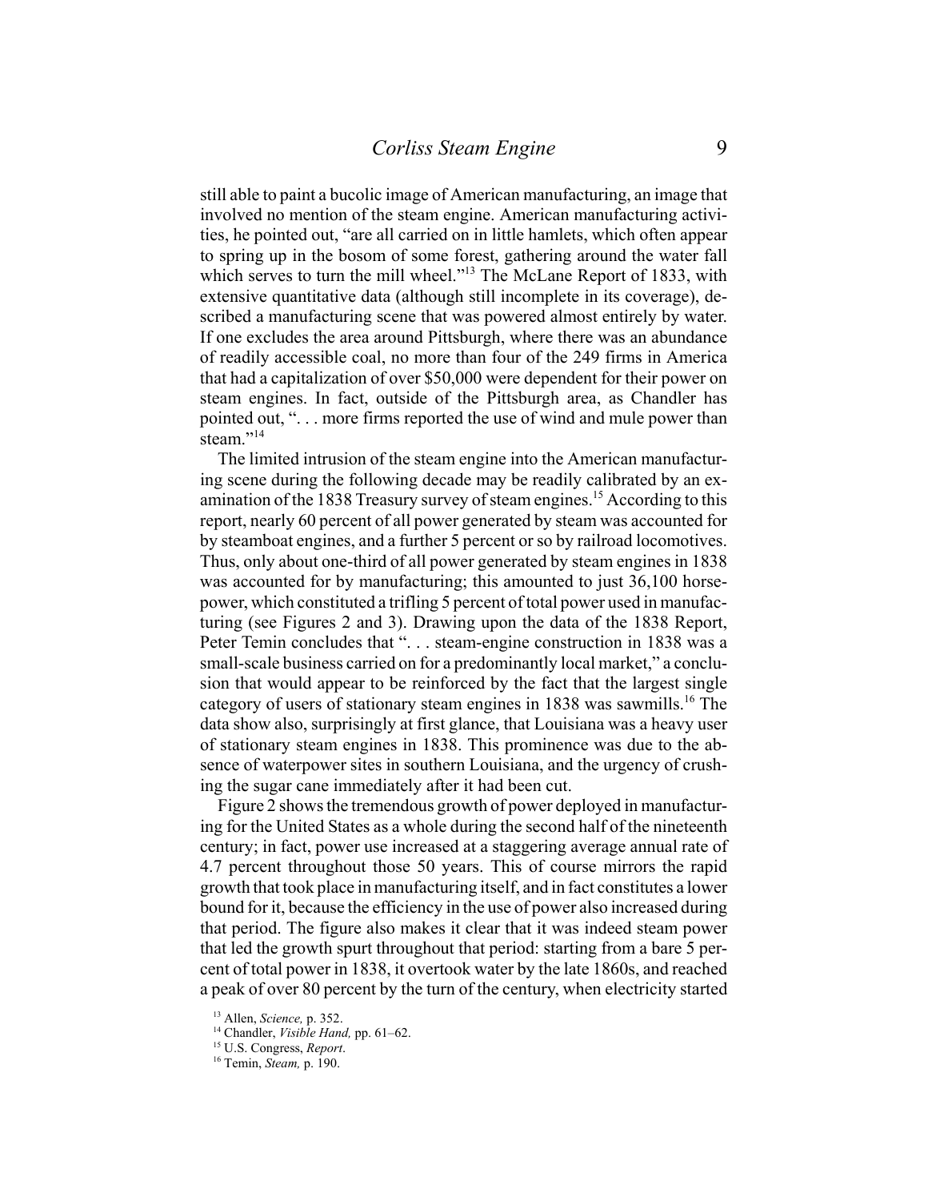still able to paint a bucolic image of American manufacturing, an image that involved no mention of the steam engine. American manufacturing activities, he pointed out, "are all carried on in little hamlets, which often appear to spring up in the bosom of some forest, gathering around the water fall which serves to turn the mill wheel."[13] The McLane Report of 1833, with extensive quantitative data (although still incomplete in its coverage), described a manufacturing scene that was powered almost entirely by water. If one excludes the area around Pittsburgh, where there was an abundance of readily accessible coal, no more than four of the 249 firms in America that had a capitalization of over $50,000 were dependent for their power on steam engines. In fact, outside of the Pittsburgh area, as Chandler has pointed out, ". . . more firms reported the use of wind and mule power than steam."[14]

The limited intrusion of the steam engine into the American manufacturing scene during the following decade may be readily calibrated by an examination of the 1838 Treasury survey of steam engines.[15] According to this report, nearly 60 percent of all power generated by steam was accounted for by steamboat engines, and a further 5 percent or so by railroad locomotives. Thus, only about one-third of all power generated by steam engines in 1838 was accounted for by manufacturing; this amounted to just 36,100 horsepower, which constituted a trifling 5 percent of total power used in manufacturing (see Figures 2 and 3). Drawing upon the data of the 1838 Report, Peter Temin concludes that ". . . steam-engine construction in 1838 was a small-scale business carried on for a predominantly local market," a conclusion that would appear to be reinforced by the fact that the largest single category of users of stationary steam engines in 1838 was sawmills.[16] The data show also, surprisingly at first glance, that Louisiana was a heavy user of stationary steam engines in 1838. This prominence was due to the absence of waterpower sites in southern Louisiana, and the urgency of crushing the sugar cane immediately after it had been cut.

Figure 2 shows the tremendous growth of power deployed in manufacturing for the United States as a whole during the second half of the nineteenth century; in fact, power use increased at a staggering average annual rate of 4.7 percent throughout those 50 years. This of course mirrors the rapid growth that took place in manufacturing itself, and in fact constitutes a lower bound for it, because the efficiency in the use of power also increased during that period. The figure also makes it clear that it was indeed steam power that led the growth spurt throughout that period: starting from a bare 5 percent of total power in 1838, it overtook water by the late 1860s, and reached a peak of over 80 percent by the turn of the century, when electricity started

[13] Allen, *Science,* p. 352.

[14] Chandler, *Visible Hand,* pp. 61–62.

[15] U.S. Congress, *Report*.

[16] Temin, *Steam,* p. 190.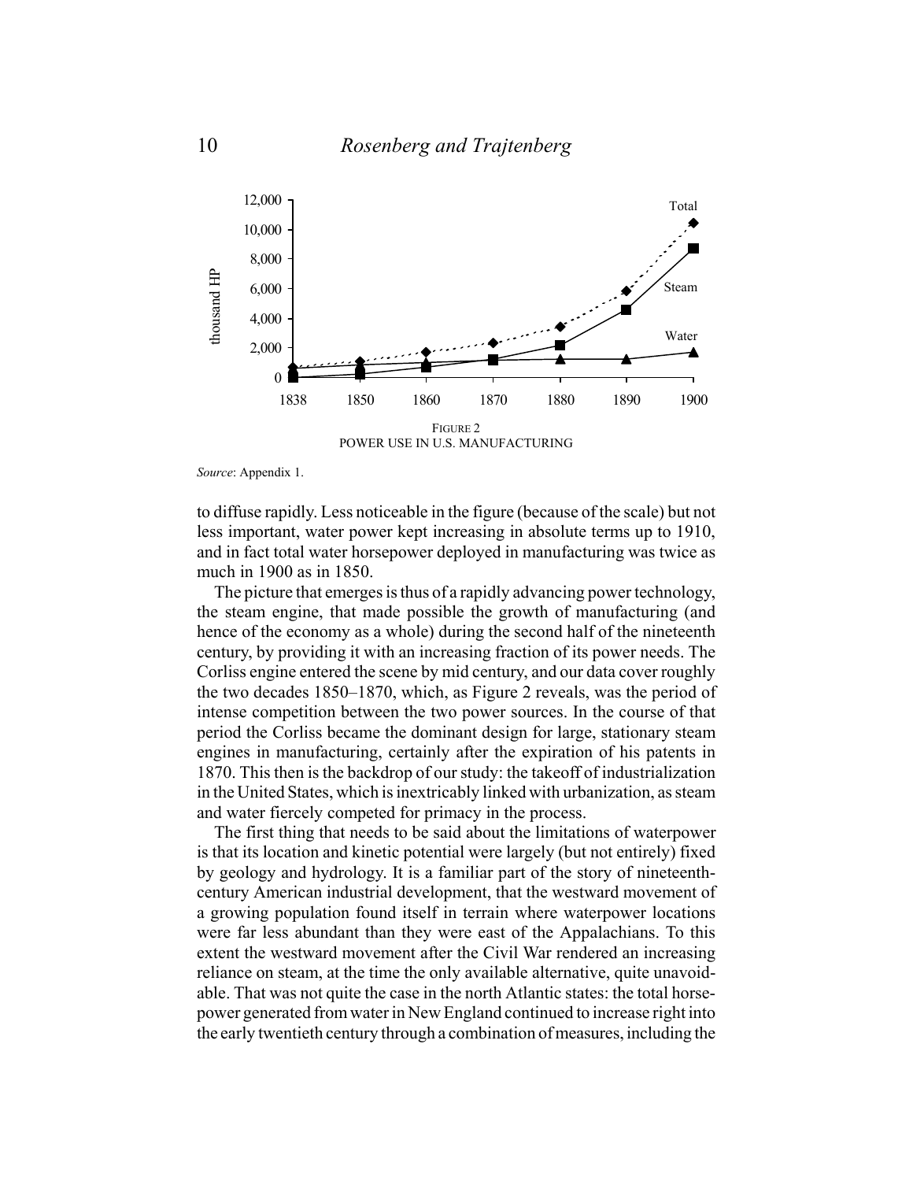FIGURE 2
POWER USE IN U.S. MANUFACTURING

*Source*: Appendix 1.

to diffuse rapidly. Less noticeable in the figure (because of the scale) but not less important, water power kept increasing in absolute terms up to 1910, and in fact total water horsepower deployed in manufacturing was twice as much in 1900 as in 1850.

The picture that emerges is thus of a rapidly advancing power technology, the steam engine, that made possible the growth of manufacturing (and hence of the economy as a whole) during the second half of the nineteenth century, by providing it with an increasing fraction of its power needs. The Corliss engine entered the scene by mid century, and our data cover roughly the two decades 1850–1870, which, as Figure 2 reveals, was the period of intense competition between the two power sources. In the course of that period the Corliss became the dominant design for large, stationary steam engines in manufacturing, certainly after the expiration of his patents in 1870. This then is the backdrop of our study: the takeoff of industrialization in the United States, which is inextricably linked with urbanization, as steam and water fiercely competed for primacy in the process.

The first thing that needs to be said about the limitations of waterpower is that its location and kinetic potential were largely (but not entirely) fixed by geology and hydrology. It is a familiar part of the story of nineteenth-century American industrial development, that the westward movement of a growing population found itself in terrain where waterpower locations were far less abundant than they were east of the Appalachians. To this extent the westward movement after the Civil War rendered an increasing reliance on steam, at the time the only available alternative, quite unavoidable. That was not quite the case in the north Atlantic states: the total horsepower generated from water in New England continued to increase right into the early twentieth century through a combination of measures, including the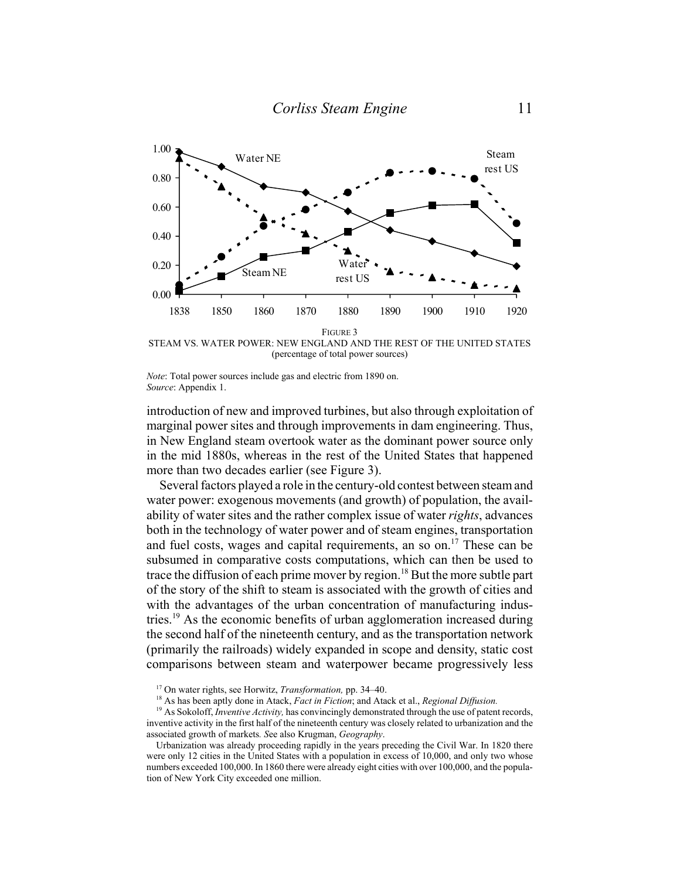FIGURE 3
STEAM VS. WATER POWER: NEW ENGLAND AND THE REST OF THE UNITED STATES
(percentage of total power sources)

*Note*: Total power sources include gas and electric from 1890 on.
*Source*: Appendix 1.

introduction of new and improved turbines, but also through exploitation of marginal power sites and through improvements in dam engineering. Thus, in New England steam overtook water as the dominant power source only in the mid 1880s, whereas in the rest of the United States that happened more than two decades earlier (see Figure 3).

Several factors played a role in the century-old contest between steam and water power: exogenous movements (and growth) of population, the availability of water sites and the rather complex issue of water *rights*, advances both in the technology of water power and of steam engines, transportation and fuel costs, wages and capital requirements, an so on.[17] These can be subsumed in comparative costs computations, which can then be used to trace the diffusion of each prime mover by region.[18] But the more subtle part of the story of the shift to steam is associated with the growth of cities and with the advantages of the urban concentration of manufacturing industries.[19] As the economic benefits of urban agglomeration increased during the second half of the nineteenth century, and as the transportation network (primarily the railroads) widely expanded in scope and density, static cost comparisons between steam and waterpower became progressively less

[17] On water rights, see Horwitz, *Transformation,* pp. 34–40.

[18] As has been aptly done in Atack, *Fact in Fiction*; and Atack et al., *Regional Diffusion.*

[19] As Sokoloff, *Inventive Activity,* has convincingly demonstrated through the use of patent records, inventive activity in the first half of the nineteenth century was closely related to urbanization and the associated growth of markets*. S*ee also Krugman, *Geography*.

Urbanization was already proceeding rapidly in the years preceding the Civil War. In 1820 there were only 12 cities in the United States with a population in excess of 10,000, and only two whose numbers exceeded 100,000. In 1860 there were already eight cities with over 100,000, and the population of New York City exceeded one million.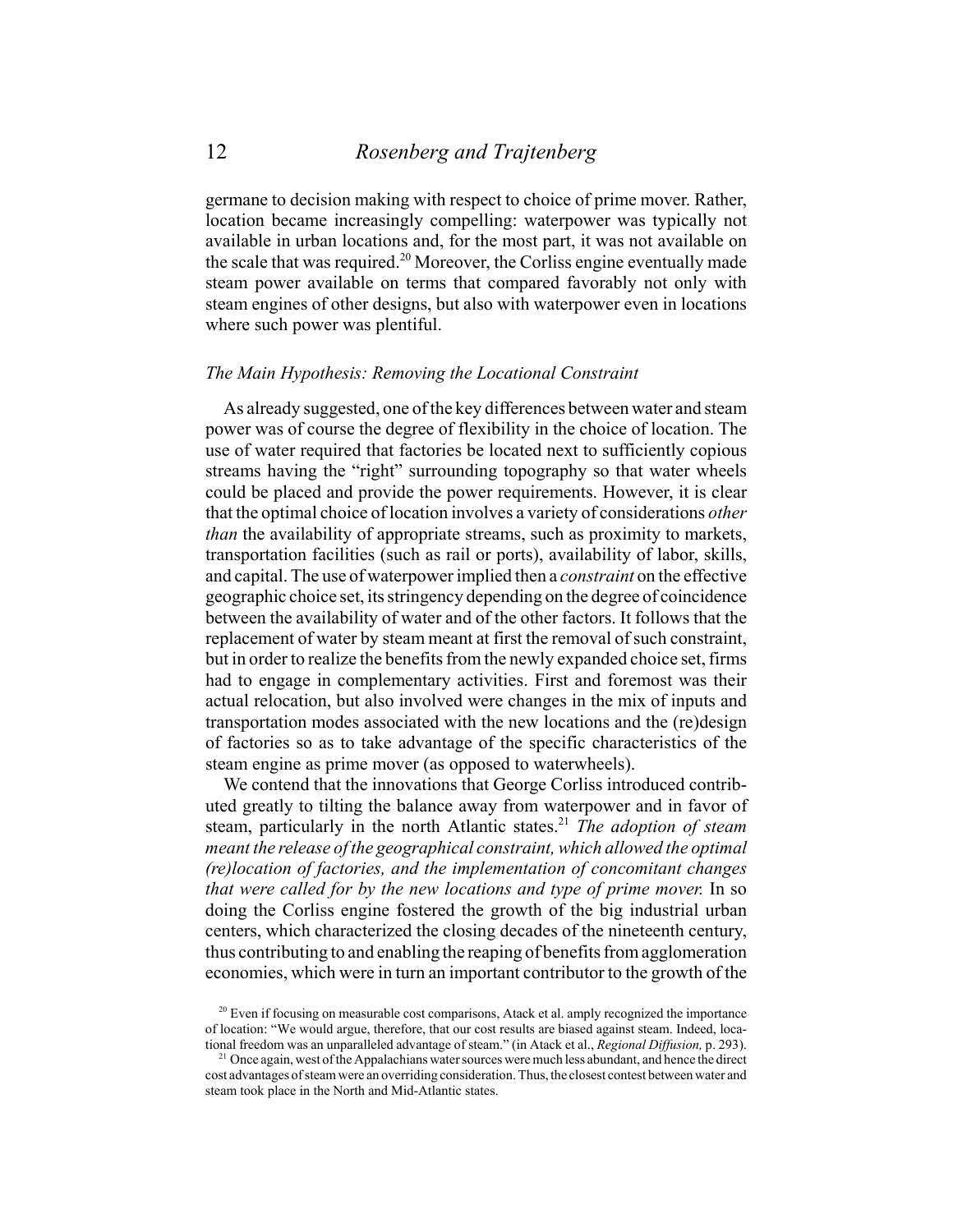germane to decision making with respect to choice of prime mover. Rather, location became increasingly compelling: waterpower was typically not available in urban locations and, for the most part, it was not available on the scale that was required.[20] Moreover, the Corliss engine eventually made steam power available on terms that compared favorably not only with steam engines of other designs, but also with waterpower even in locations where such power was plentiful.

### *The Main Hypothesis: Removing the Locational Constraint*

As already suggested, one of the key differences between water and steam power was of course the degree of flexibility in the choice of location. The use of water required that factories be located next to sufficiently copious streams having the "right" surrounding topography so that water wheels could be placed and provide the power requirements. However, it is clear that the optimal choice of location involves a variety of considerations *other than* the availability of appropriate streams, such as proximity to markets, transportation facilities (such as rail or ports), availability of labor, skills, and capital. The use of waterpower implied then a *constraint* on the effective geographic choice set, its stringency depending on the degree of coincidence between the availability of water and of the other factors. It follows that the replacement of water by steam meant at first the removal of such constraint, but in order to realize the benefits from the newly expanded choice set, firms had to engage in complementary activities. First and foremost was their actual relocation, but also involved were changes in the mix of inputs and transportation modes associated with the new locations and the (re)design of factories so as to take advantage of the specific characteristics of the steam engine as prime mover (as opposed to waterwheels).

We contend that the innovations that George Corliss introduced contributed greatly to tilting the balance away from waterpower and in favor of steam, particularly in the north Atlantic states.[21] *The adoption of steam meant the release of the geographical constraint, which allowed the optimal (re)location of factories, and the implementation of concomitant changes that were called for by the new locations and type of prime mover.* In so doing the Corliss engine fostered the growth of the big industrial urban centers, which characterized the closing decades of the nineteenth century, thus contributing to and enabling the reaping of benefits from agglomeration economies, which were in turn an important contributor to the growth of the

[20] Even if focusing on measurable cost comparisons, Atack et al. amply recognized the importance of location: "We would argue, therefore, that our cost results are biased against steam. Indeed, locational freedom was an unparalleled advantage of steam." (in Atack et al., *Regional Diffusion,* p. 293).

[21] Once again, west of the Appalachians water sources were much less abundant, and hence the direct cost advantages of steam were an overriding consideration. Thus, the closest contest between water and steam took place in the North and Mid-Atlantic states.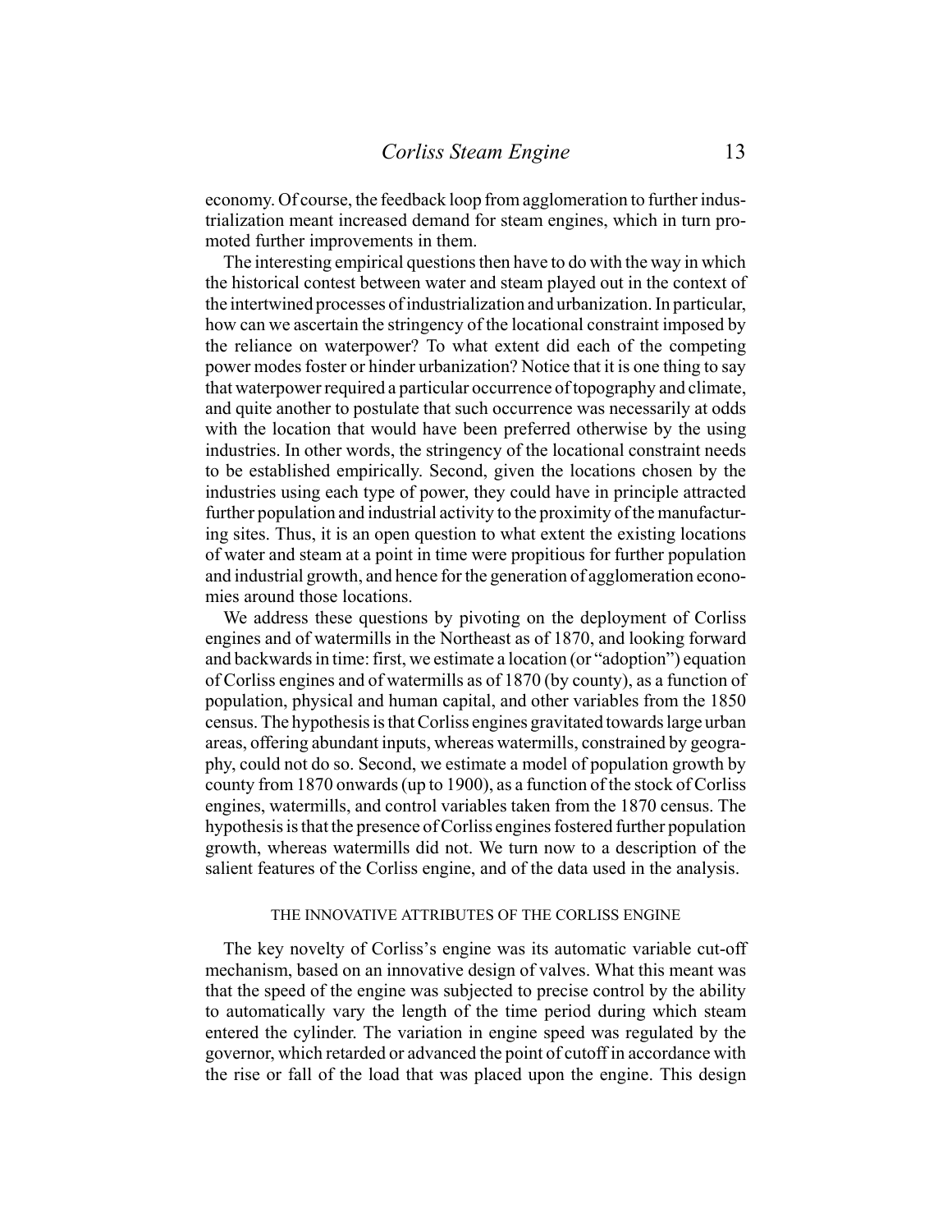economy. Of course, the feedback loop from agglomeration to further industrialization meant increased demand for steam engines, which in turn promoted further improvements in them.

The interesting empirical questions then have to do with the way in which the historical contest between water and steam played out in the context of the intertwined processes of industrialization and urbanization. In particular, how can we ascertain the stringency of the locational constraint imposed by the reliance on waterpower? To what extent did each of the competing power modes foster or hinder urbanization? Notice that it is one thing to say that waterpower required a particular occurrence of topography and climate, and quite another to postulate that such occurrence was necessarily at odds with the location that would have been preferred otherwise by the using industries. In other words, the stringency of the locational constraint needs to be established empirically. Second, given the locations chosen by the industries using each type of power, they could have in principle attracted further population and industrial activity to the proximity of the manufacturing sites. Thus, it is an open question to what extent the existing locations of water and steam at a point in time were propitious for further population and industrial growth, and hence for the generation of agglomeration economies around those locations.

We address these questions by pivoting on the deployment of Corliss engines and of watermills in the Northeast as of 1870, and looking forward and backwards in time: first, we estimate a location (or "adoption") equation of Corliss engines and of watermills as of 1870 (by county), as a function of population, physical and human capital, and other variables from the 1850 census. The hypothesis is that Corliss engines gravitated towards large urban areas, offering abundant inputs, whereas watermills, constrained by geography, could not do so. Second, we estimate a model of population growth by county from 1870 onwards (up to 1900), as a function of the stock of Corliss engines, watermills, and control variables taken from the 1870 census. The hypothesis is that the presence of Corliss engines fostered further population growth, whereas watermills did not. We turn now to a description of the salient features of the Corliss engine, and of the data used in the analysis.

## THE INNOVATIVE ATTRIBUTES OF THE CORLISS ENGINE

The key novelty of Corliss's engine was its automatic variable cut-off mechanism, based on an innovative design of valves. What this meant was that the speed of the engine was subjected to precise control by the ability to automatically vary the length of the time period during which steam entered the cylinder. The variation in engine speed was regulated by the governor, which retarded or advanced the point of cutoff in accordance with the rise or fall of the load that was placed upon the engine. This design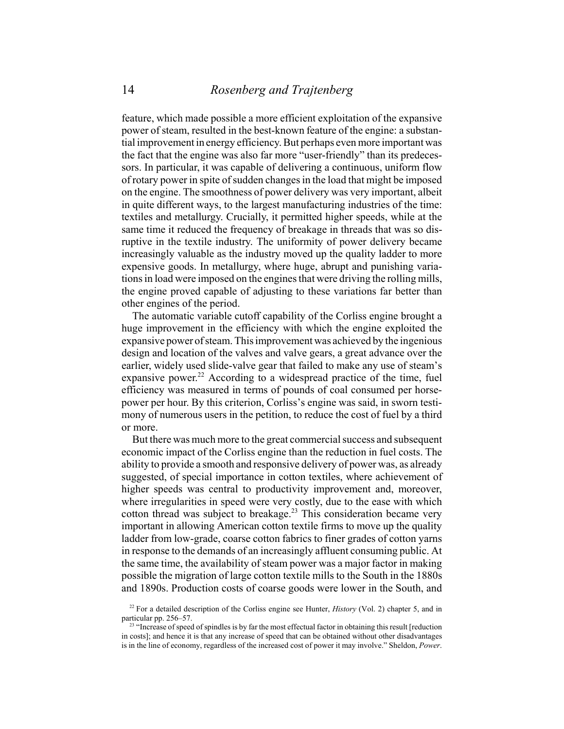feature, which made possible a more efficient exploitation of the expansive power of steam, resulted in the best-known feature of the engine: a substantial improvement in energy efficiency. But perhaps even more important was the fact that the engine was also far more "user-friendly" than its predecessors. In particular, it was capable of delivering a continuous, uniform flow of rotary power in spite of sudden changes in the load that might be imposed on the engine. The smoothness of power delivery was very important, albeit in quite different ways, to the largest manufacturing industries of the time: textiles and metallurgy. Crucially, it permitted higher speeds, while at the same time it reduced the frequency of breakage in threads that was so disruptive in the textile industry. The uniformity of power delivery became increasingly valuable as the industry moved up the quality ladder to more expensive goods. In metallurgy, where huge, abrupt and punishing variations in load were imposed on the engines that were driving the rolling mills, the engine proved capable of adjusting to these variations far better than other engines of the period.

The automatic variable cutoff capability of the Corliss engine brought a huge improvement in the efficiency with which the engine exploited the expansive power of steam. This improvement was achieved by the ingenious design and location of the valves and valve gears, a great advance over the earlier, widely used slide-valve gear that failed to make any use of steam's expansive power.[22] According to a widespread practice of the time, fuel efficiency was measured in terms of pounds of coal consumed per horsepower per hour. By this criterion, Corliss's engine was said, in sworn testimony of numerous users in the petition, to reduce the cost of fuel by a third or more.

But there was much more to the great commercial success and subsequent economic impact of the Corliss engine than the reduction in fuel costs. The ability to provide a smooth and responsive delivery of power was, as already suggested, of special importance in cotton textiles, where achievement of higher speeds was central to productivity improvement and, moreover, where irregularities in speed were very costly, due to the ease with which cotton thread was subject to breakage.[23] This consideration became very important in allowing American cotton textile firms to move up the quality ladder from low-grade, coarse cotton fabrics to finer grades of cotton yarns in response to the demands of an increasingly affluent consuming public. At the same time, the availability of steam power was a major factor in making possible the migration of large cotton textile mills to the South in the 1880s and 1890s. Production costs of coarse goods were lower in the South, and

[22] For a detailed description of the Corliss engine see Hunter, *History* (Vol. 2) chapter 5, and in particular pp. 256–57.

[23] "Increase of speed of spindles is by far the most effectual factor in obtaining this result [reduction in costs]; and hence it is that any increase of speed that can be obtained without other disadvantages is in the line of economy, regardless of the increased cost of power it may involve." Sheldon, *Power*.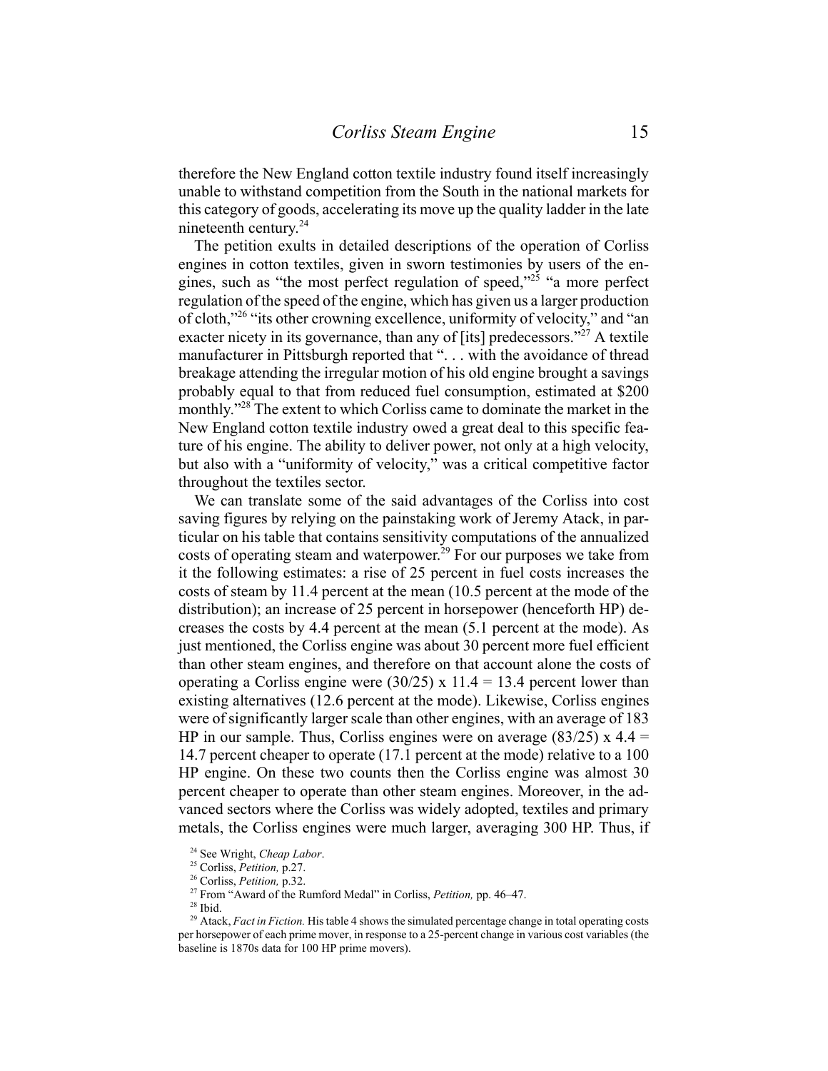therefore the New England cotton textile industry found itself increasingly unable to withstand competition from the South in the national markets for this category of goods, accelerating its move up the quality ladder in the late nineteenth century.[24]

The petition exults in detailed descriptions of the operation of Corliss engines in cotton textiles, given in sworn testimonies by users of the engines, such as "the most perfect regulation of speed,"[25] "a more perfect regulation of the speed of the engine, which has given us a larger production of cloth,"[26] "its other crowning excellence, uniformity of velocity," and "an exacter nicety in its governance, than any of [its] predecessors."[27] A textile manufacturer in Pittsburgh reported that ". . . with the avoidance of thread breakage attending the irregular motion of his old engine brought a savings probably equal to that from reduced fuel consumption, estimated at $200 monthly."[28] The extent to which Corliss came to dominate the market in the New England cotton textile industry owed a great deal to this specific feature of his engine. The ability to deliver power, not only at a high velocity, but also with a "uniformity of velocity," was a critical competitive factor throughout the textiles sector.

We can translate some of the said advantages of the Corliss into cost saving figures by relying on the painstaking work of Jeremy Atack, in particular on his table that contains sensitivity computations of the annualized costs of operating steam and waterpower.[29] For our purposes we take from it the following estimates: a rise of 25 percent in fuel costs increases the costs of steam by 11.4 percent at the mean (10.5 percent at the mode of the distribution); an increase of 25 percent in horsepower (henceforth HP) decreases the costs by 4.4 percent at the mean (5.1 percent at the mode). As just mentioned, the Corliss engine was about 30 percent more fuel efficient than other steam engines, and therefore on that account alone the costs of operating a Corliss engine were $(30/25) \times 11.4 = 13.4$ percent lower than existing alternatives (12.6 percent at the mode). Likewise, Corliss engines were of significantly larger scale than other engines, with an average of 183 HP in our sample. Thus, Corliss engines were on average $(83/25) \times 4.4 = 14.7$ percent cheaper to operate (17.1 percent at the mode) relative to a 100 HP engine. On these two counts then the Corliss engine was almost 30 percent cheaper to operate than other steam engines. Moreover, in the advanced sectors where the Corliss was widely adopted, textiles and primary metals, the Corliss engines were much larger, averaging 300 HP. Thus, if

[24] See Wright, *Cheap Labor*.

[25] Corliss, *Petition,* p.27.

[26] Corliss, *Petition,* p.32.

[27] From "Award of the Rumford Medal" in Corliss, *Petition,* pp. 46–47.

[28] Ibid.

[29] Atack, *Fact in Fiction.* His table 4 shows the simulated percentage change in total operating costs per horsepower of each prime mover, in response to a 25-percent change in various cost variables (the baseline is 1870s data for 100 HP prime movers).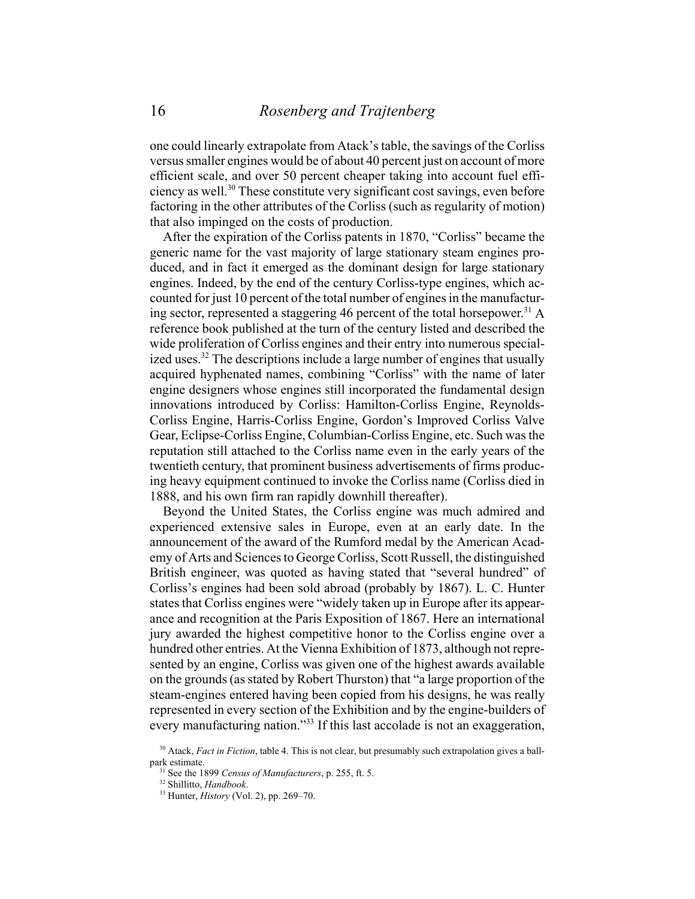one could linearly extrapolate from Atack's table, the savings of the Corliss versus smaller engines would be of about 40 percent just on account of more efficient scale, and over 50 percent cheaper taking into account fuel efficiency as well.[30] These constitute very significant cost savings, even before factoring in the other attributes of the Corliss (such as regularity of motion) that also impinged on the costs of production.

After the expiration of the Corliss patents in 1870, "Corliss" became the generic name for the vast majority of large stationary steam engines produced, and in fact it emerged as the dominant design for large stationary engines. Indeed, by the end of the century Corliss-type engines, which accounted for just 10 percent of the total number of engines in the manufacturing sector, represented a staggering 46 percent of the total horsepower.[31] A reference book published at the turn of the century listed and described the wide proliferation of Corliss engines and their entry into numerous specialized uses.[32] The descriptions include a large number of engines that usually acquired hyphenated names, combining "Corliss" with the name of later engine designers whose engines still incorporated the fundamental design innovations introduced by Corliss: Hamilton-Corliss Engine, Reynolds-Corliss Engine, Harris-Corliss Engine, Gordon's Improved Corliss Valve Gear, Eclipse-Corliss Engine, Columbian-Corliss Engine, etc. Such was the reputation still attached to the Corliss name even in the early years of the twentieth century, that prominent business advertisements of firms producing heavy equipment continued to invoke the Corliss name (Corliss died in 1888, and his own firm ran rapidly downhill thereafter).

Beyond the United States, the Corliss engine was much admired and experienced extensive sales in Europe, even at an early date. In the announcement of the award of the Rumford medal by the American Academy of Arts and Sciences to George Corliss, Scott Russell, the distinguished British engineer, was quoted as having stated that "several hundred" of Corliss's engines had been sold abroad (probably by 1867). L. C. Hunter states that Corliss engines were "widely taken up in Europe after its appearance and recognition at the Paris Exposition of 1867. Here an international jury awarded the highest competitive honor to the Corliss engine over a hundred other entries. At the Vienna Exhibition of 1873, although not represented by an engine, Corliss was given one of the highest awards available on the grounds (as stated by Robert Thurston) that "a large proportion of the steam-engines entered having been copied from his designs, he was really represented in every section of the Exhibition and by the engine-builders of every manufacturing nation."[33] If this last accolade is not an exaggeration,

[30] Atack, *Fact in Fiction*, table 4. This is not clear, but presumably such extrapolation gives a ballpark estimate.

[31] See the 1899 *Census of Manufacturers*, p. 255, ft. 5.

[32] Shillitto, *Handbook*.

[33] Hunter, *History* (Vol. 2), pp. 269–70.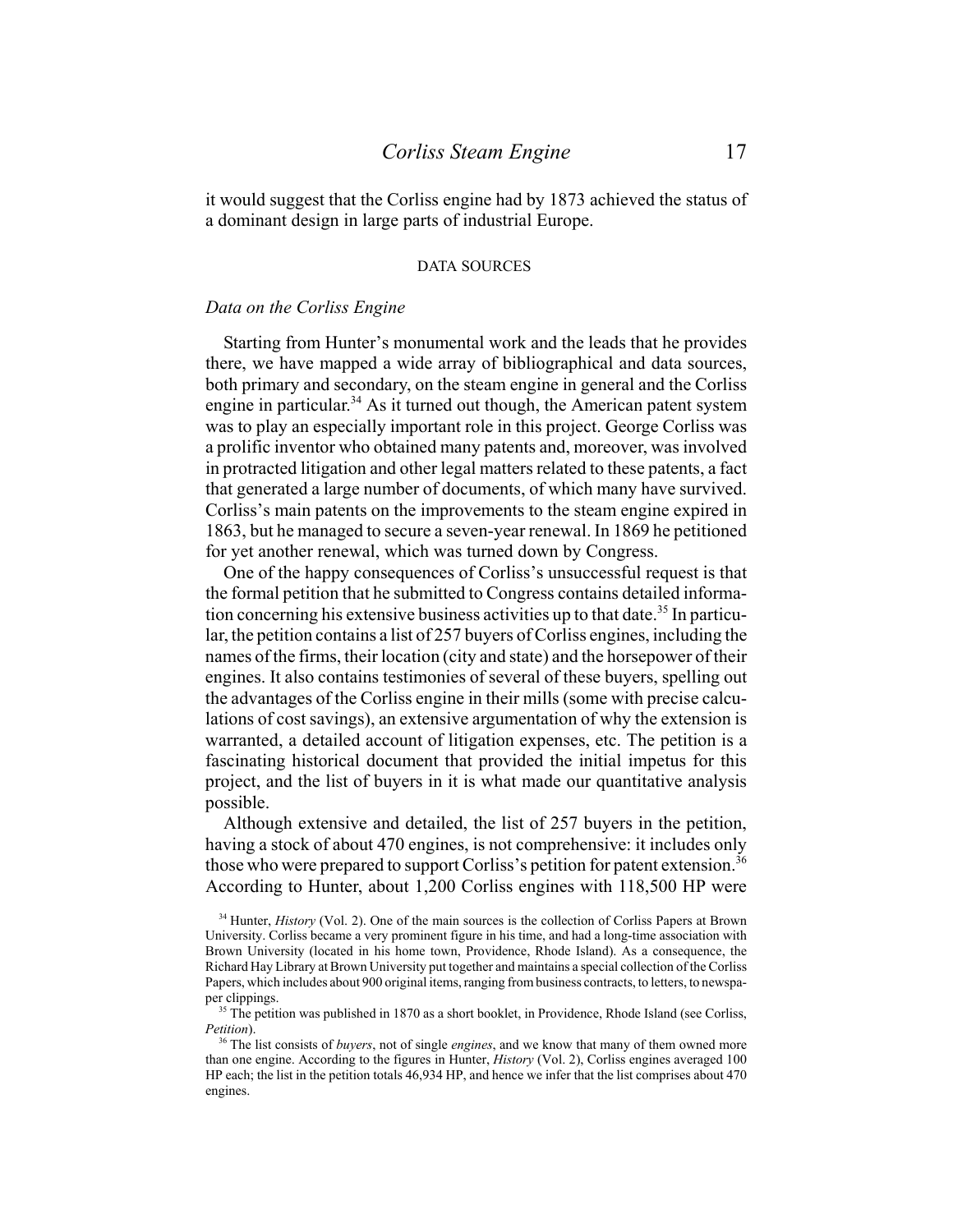it would suggest that the Corliss engine had by 1873 achieved the status of a dominant design in large parts of industrial Europe.

## DATA SOURCES

### *Data on the Corliss Engine*

Starting from Hunter's monumental work and the leads that he provides there, we have mapped a wide array of bibliographical and data sources, both primary and secondary, on the steam engine in general and the Corliss engine in particular.[34] As it turned out though, the American patent system was to play an especially important role in this project. George Corliss was a prolific inventor who obtained many patents and, moreover, was involved in protracted litigation and other legal matters related to these patents, a fact that generated a large number of documents, of which many have survived. Corliss's main patents on the improvements to the steam engine expired in 1863, but he managed to secure a seven-year renewal. In 1869 he petitioned for yet another renewal, which was turned down by Congress.

One of the happy consequences of Corliss's unsuccessful request is that the formal petition that he submitted to Congress contains detailed information concerning his extensive business activities up to that date.[35] In particular, the petition contains a list of 257 buyers of Corliss engines, including the names of the firms, their location (city and state) and the horsepower of their engines. It also contains testimonies of several of these buyers, spelling out the advantages of the Corliss engine in their mills (some with precise calculations of cost savings), an extensive argumentation of why the extension is warranted, a detailed account of litigation expenses, etc. The petition is a fascinating historical document that provided the initial impetus for this project, and the list of buyers in it is what made our quantitative analysis possible.

Although extensive and detailed, the list of 257 buyers in the petition, having a stock of about 470 engines, is not comprehensive: it includes only those who were prepared to support Corliss's petition for patent extension.[36] According to Hunter, about 1,200 Corliss engines with 118,500 HP were

[34] Hunter, *History* (Vol. 2). One of the main sources is the collection of Corliss Papers at Brown University. Corliss became a very prominent figure in his time, and had a long-time association with Brown University (located in his home town, Providence, Rhode Island). As a consequence, the Richard Hay Library at Brown University put together and maintains a special collection of the Corliss Papers, which includes about 900 original items, ranging from business contracts, to letters, to newspaper clippings.

[35] The petition was published in 1870 as a short booklet, in Providence, Rhode Island (see Corliss, *Petition*).

[36] The list consists of *buyers*, not of single *engines*, and we know that many of them owned more than one engine. According to the figures in Hunter, *History* (Vol. 2), Corliss engines averaged 100 HP each; the list in the petition totals 46,934 HP, and hence we infer that the list comprises about 470 engines.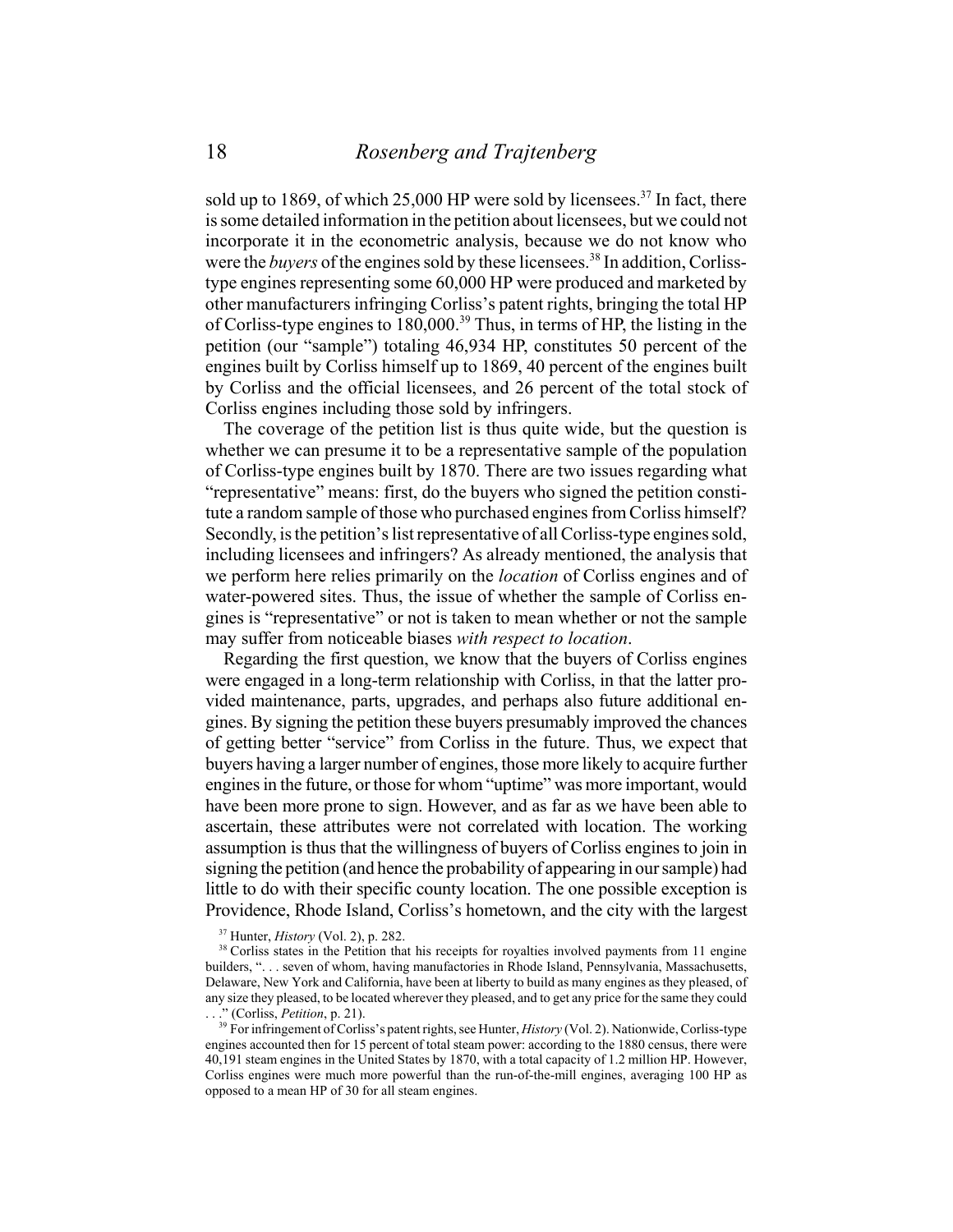sold up to 1869, of which 25,000 HP were sold by licensees.[37] In fact, there is some detailed information in the petition about licensees, but we could not incorporate it in the econometric analysis, because we do not know who were the *buyers* of the engines sold by these licensees.[38] In addition, Corliss-type engines representing some 60,000 HP were produced and marketed by other manufacturers infringing Corliss's patent rights, bringing the total HP of Corliss-type engines to 180,000.[39] Thus, in terms of HP, the listing in the petition (our "sample") totaling 46,934 HP, constitutes 50 percent of the engines built by Corliss himself up to 1869, 40 percent of the engines built by Corliss and the official licensees, and 26 percent of the total stock of Corliss engines including those sold by infringers.

The coverage of the petition list is thus quite wide, but the question is whether we can presume it to be a representative sample of the population of Corliss-type engines built by 1870. There are two issues regarding what "representative" means: first, do the buyers who signed the petition constitute a random sample of those who purchased engines from Corliss himself? Secondly, is the petition's list representative of all Corliss-type engines sold, including licensees and infringers? As already mentioned, the analysis that we perform here relies primarily on the *location* of Corliss engines and of water-powered sites. Thus, the issue of whether the sample of Corliss engines is "representative" or not is taken to mean whether or not the sample may suffer from noticeable biases *with respect to location*.

Regarding the first question, we know that the buyers of Corliss engines were engaged in a long-term relationship with Corliss, in that the latter provided maintenance, parts, upgrades, and perhaps also future additional engines. By signing the petition these buyers presumably improved the chances of getting better "service" from Corliss in the future. Thus, we expect that buyers having a larger number of engines, those more likely to acquire further engines in the future, or those for whom "uptime" was more important, would have been more prone to sign. However, and as far as we have been able to ascertain, these attributes were not correlated with location. The working assumption is thus that the willingness of buyers of Corliss engines to join in signing the petition (and hence the probability of appearing in our sample) had little to do with their specific county location. The one possible exception is Providence, Rhode Island, Corliss's hometown, and the city with the largest

[37] Hunter, *History* (Vol. 2), p. 282.

[38] Corliss states in the Petition that his receipts for royalties involved payments from 11 engine builders, ". . . seven of whom, having manufactories in Rhode Island, Pennsylvania, Massachusetts, Delaware, New York and California, have been at liberty to build as many engines as they pleased, of any size they pleased, to be located wherever they pleased, and to get any price for the same they could . . ." (Corliss, *Petition*, p. 21).

[39] For infringement of Corliss's patent rights, see Hunter, *History* (Vol. 2). Nationwide, Corliss-type engines accounted then for 15 percent of total steam power: according to the 1880 census, there were 40,191 steam engines in the United States by 1870, with a total capacity of 1.2 million HP. However, Corliss engines were much more powerful than the run-of-the-mill engines, averaging 100 HP as opposed to a mean HP of 30 for all steam engines.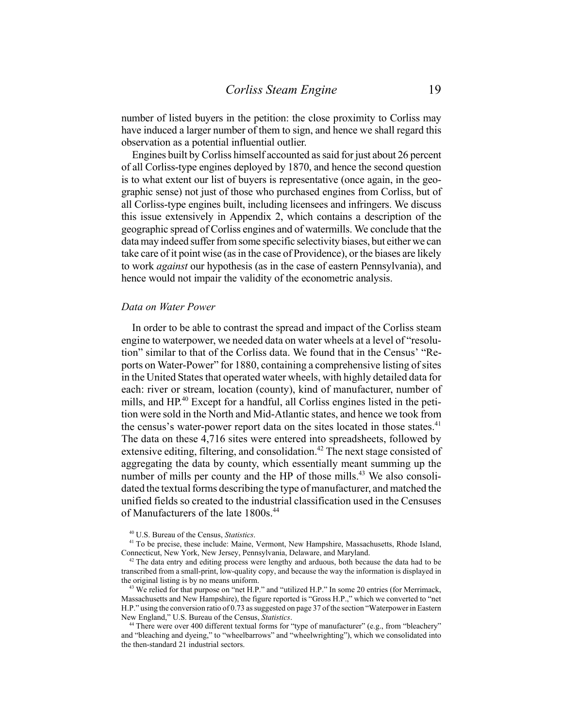number of listed buyers in the petition: the close proximity to Corliss may have induced a larger number of them to sign, and hence we shall regard this observation as a potential influential outlier.

Engines built by Corliss himself accounted as said for just about 26 percent of all Corliss-type engines deployed by 1870, and hence the second question is to what extent our list of buyers is representative (once again, in the geographic sense) not just of those who purchased engines from Corliss, but of all Corliss-type engines built, including licensees and infringers. We discuss this issue extensively in Appendix 2, which contains a description of the geographic spread of Corliss engines and of watermills. We conclude that the data may indeed suffer from some specific selectivity biases, but either we can take care of it point wise (as in the case of Providence), or the biases are likely to work *against* our hypothesis (as in the case of eastern Pennsylvania), and hence would not impair the validity of the econometric analysis.

### *Data on Water Power*

In order to be able to contrast the spread and impact of the Corliss steam engine to waterpower, we needed data on water wheels at a level of "resolution" similar to that of the Corliss data. We found that in the Census' "Reports on Water-Power" for 1880, containing a comprehensive listing of sites in the United States that operated water wheels, with highly detailed data for each: river or stream, location (county), kind of manufacturer, number of mills, and HP.[40] Except for a handful, all Corliss engines listed in the petition were sold in the North and Mid-Atlantic states, and hence we took from the census's water-power report data on the sites located in those states.[41] The data on these 4,716 sites were entered into spreadsheets, followed by extensive editing, filtering, and consolidation.[42] The next stage consisted of aggregating the data by county, which essentially meant summing up the number of mills per county and the HP of those mills.[43] We also consolidated the textual forms describing the type of manufacturer, and matched the unified fields so created to the industrial classification used in the Censuses of Manufacturers of the late 1800s.[44]

[40] U.S. Bureau of the Census, *Statistics*.

[41] To be precise, these include: Maine, Vermont, New Hampshire, Massachusetts, Rhode Island, Connecticut, New York, New Jersey, Pennsylvania, Delaware, and Maryland.

[42] The data entry and editing process were lengthy and arduous, both because the data had to be transcribed from a small-print, low-quality copy, and because the way the information is displayed in the original listing is by no means uniform.

[43] We relied for that purpose on "net H.P." and "utilized H.P." In some 20 entries (for Merrimack, Massachusetts and New Hampshire), the figure reported is "Gross H.P.," which we converted to "net H.P." using the conversion ratio of 0.73 as suggested on page 37 of the section "Waterpower in Eastern New England," U.S. Bureau of the Census, *Statistics*.

[44] There were over 400 different textual forms for "type of manufacturer" (e.g., from "bleachery" and "bleaching and dyeing," to "wheelbarrows" and "wheelwrighting"), which we consolidated into the then-standard 21 industrial sectors.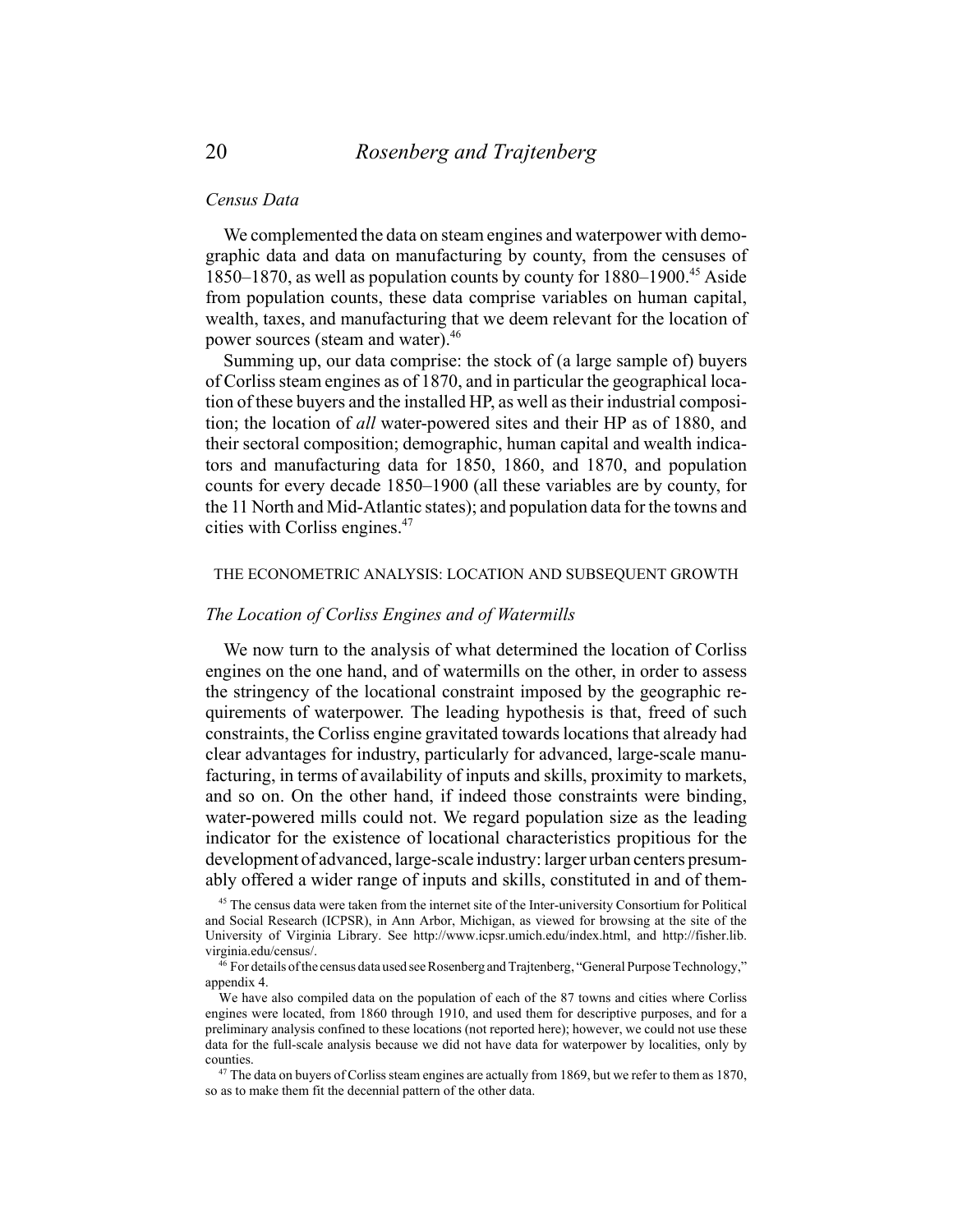### *Census Data*

We complemented the data on steam engines and waterpower with demographic data and data on manufacturing by county, from the censuses of 1850–1870, as well as population counts by county for 1880–1900.[45] Aside from population counts, these data comprise variables on human capital, wealth, taxes, and manufacturing that we deem relevant for the location of power sources (steam and water).[46]

Summing up, our data comprise: the stock of (a large sample of) buyers of Corliss steam engines as of 1870, and in particular the geographical location of these buyers and the installed HP, as well as their industrial composition; the location of *all* water-powered sites and their HP as of 1880, and their sectoral composition; demographic, human capital and wealth indicators and manufacturing data for 1850, 1860, and 1870, and population counts for every decade 1850–1900 (all these variables are by county, for the 11 North and Mid-Atlantic states); and population data for the towns and cities with Corliss engines.[47]

## THE ECONOMETRIC ANALYSIS: LOCATION AND SUBSEQUENT GROWTH

### *The Location of Corliss Engines and of Watermills*

We now turn to the analysis of what determined the location of Corliss engines on the one hand, and of watermills on the other, in order to assess the stringency of the locational constraint imposed by the geographic requirements of waterpower. The leading hypothesis is that, freed of such constraints, the Corliss engine gravitated towards locations that already had clear advantages for industry, particularly for advanced, large-scale manufacturing, in terms of availability of inputs and skills, proximity to markets, and so on. On the other hand, if indeed those constraints were binding, water-powered mills could not. We regard population size as the leading indicator for the existence of locational characteristics propitious for the development of advanced, large-scale industry: larger urban centers presumably offered a wider range of inputs and skills, constituted in and of them-

[45] The census data were taken from the internet site of the Inter-university Consortium for Political and Social Research (ICPSR), in Ann Arbor, Michigan, as viewed for browsing at the site of the University of Virginia Library. See http://www.icpsr.umich.edu/index.html, and http://fisher.lib.virginia.edu/census/.

[46] For details of the census data used see Rosenberg and Trajtenberg, "General Purpose Technology," appendix 4.

We have also compiled data on the population of each of the 87 towns and cities where Corliss engines were located, from 1860 through 1910, and used them for descriptive purposes, and for a preliminary analysis confined to these locations (not reported here); however, we could not use these data for the full-scale analysis because we did not have data for waterpower by localities, only by counties.

[47] The data on buyers of Corliss steam engines are actually from 1869, but we refer to them as 1870, so as to make them fit the decennial pattern of the other data.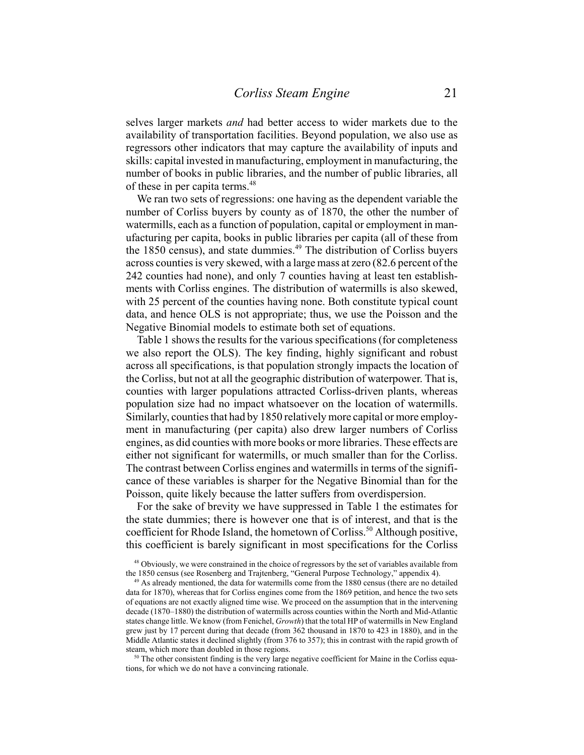selves larger markets *and* had better access to wider markets due to the availability of transportation facilities. Beyond population, we also use as regressors other indicators that may capture the availability of inputs and skills: capital invested in manufacturing, employment in manufacturing, the number of books in public libraries, and the number of public libraries, all of these in per capita terms.[48]

We ran two sets of regressions: one having as the dependent variable the number of Corliss buyers by county as of 1870, the other the number of watermills, each as a function of population, capital or employment in manufacturing per capita, books in public libraries per capita (all of these from the 1850 census), and state dummies.[49] The distribution of Corliss buyers across counties is very skewed, with a large mass at zero (82.6 percent of the 242 counties had none), and only 7 counties having at least ten establishments with Corliss engines. The distribution of watermills is also skewed, with 25 percent of the counties having none. Both constitute typical count data, and hence OLS is not appropriate; thus, we use the Poisson and the Negative Binomial models to estimate both set of equations.

Table 1 shows the results for the various specifications (for completeness we also report the OLS). The key finding, highly significant and robust across all specifications, is that population strongly impacts the location of the Corliss, but not at all the geographic distribution of waterpower. That is, counties with larger populations attracted Corliss-driven plants, whereas population size had no impact whatsoever on the location of watermills. Similarly, counties that had by 1850 relatively more capital or more employment in manufacturing (per capita) also drew larger numbers of Corliss engines, as did counties with more books or more libraries. These effects are either not significant for watermills, or much smaller than for the Corliss. The contrast between Corliss engines and watermills in terms of the significance of these variables is sharper for the Negative Binomial than for the Poisson, quite likely because the latter suffers from overdispersion.

For the sake of brevity we have suppressed in Table 1 the estimates for the state dummies; there is however one that is of interest, and that is the coefficient for Rhode Island, the hometown of Corliss.[50] Although positive, this coefficient is barely significant in most specifications for the Corliss

[48] Obviously, we were constrained in the choice of regressors by the set of variables available from the 1850 census (see Rosenberg and Trajtenberg, "General Purpose Technology," appendix 4).

[49] As already mentioned, the data for watermills come from the 1880 census (there are no detailed data for 1870), whereas that for Corliss engines come from the 1869 petition, and hence the two sets of equations are not exactly aligned time wise. We proceed on the assumption that in the intervening decade (1870–1880) the distribution of watermills across counties within the North and Mid-Atlantic states change little. We know (from Fenichel, *Growth*) that the total HP of watermills in New England grew just by 17 percent during that decade (from 362 thousand in 1870 to 423 in 1880), and in the Middle Atlantic states it declined slightly (from 376 to 357); this in contrast with the rapid growth of steam, which more than doubled in those regions.

[50] The other consistent finding is the very large negative coefficient for Maine in the Corliss equations, for which we do not have a convincing rationale.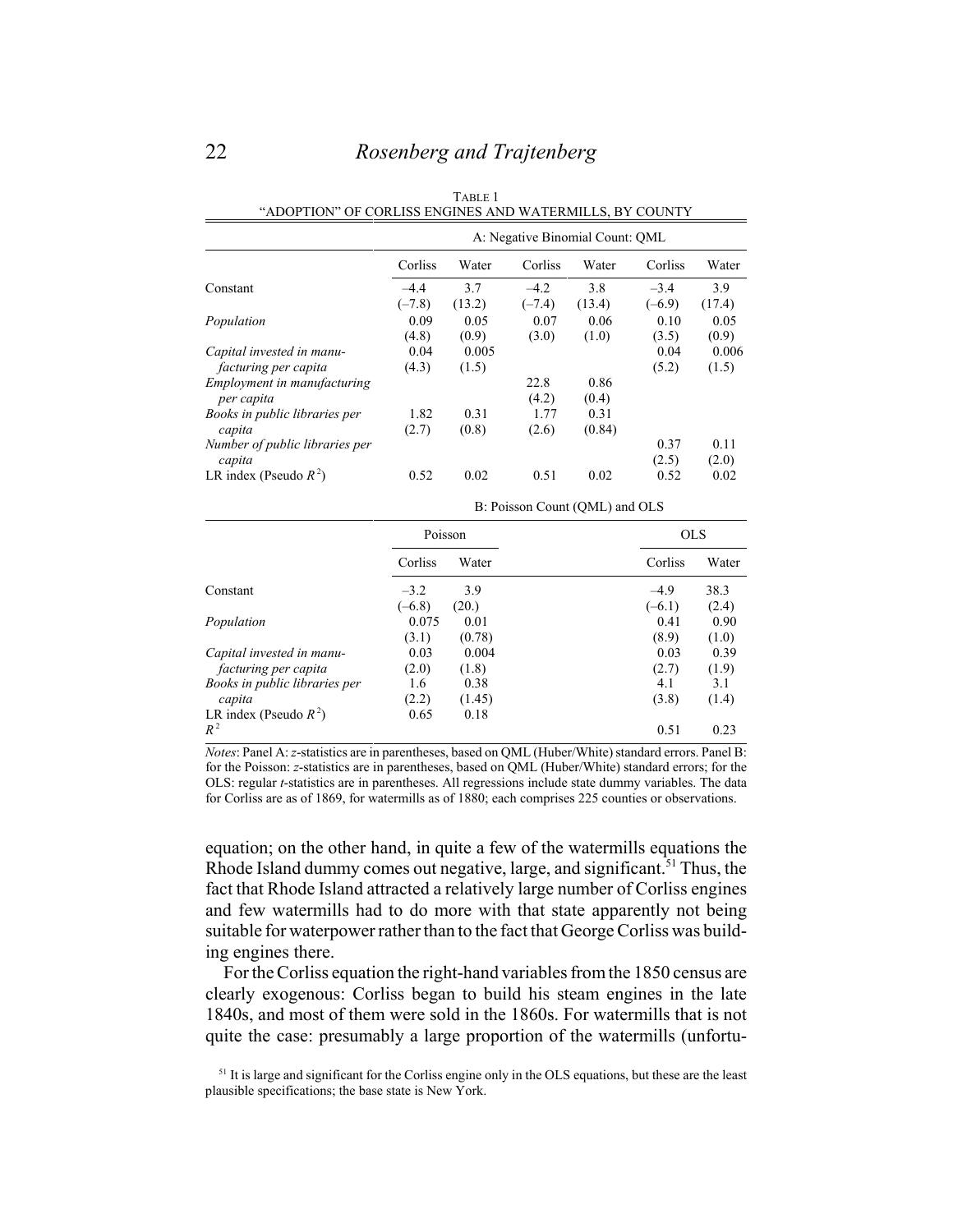TABLE 1
"ADOPTION" OF CORLISS ENGINES AND WATERMILLS, BY COUNTY

| | A: Negative Binomial Count: QML | | | | | |
|---|---|---|---|---|---|---|
| | Corliss | Water | Corliss | Water | Corliss | Water |
| Constant | –4.4 | 3.7 | –4.2 | 3.8 | –3.4 | 3.9 |
| | (–7.8) | (13.2) | (–7.4) | (13.4) | (–6.9) | (17.4) |
| *Population* | 0.09 | 0.05 | 0.07 | 0.06 | 0.10 | 0.05 |
| | (4.8) | (0.9) | (3.0) | (1.0) | (3.5) | (0.9) |
| *Capital invested in manufacturing per capita* | 0.04 | 0.005 | | | 0.04 | 0.006 |
| | (4.3) | (1.5) | | | (5.2) | (1.5) |
| *Employment in manufacturing per capita* | | | 22.8 | 0.86 | | |
| | | | (4.2) | (0.4) | | |
| *Books in public libraries per capita* | 1.82 | 0.31 | 1.77 | 0.31 | | |
| | (2.7) | (0.8) | (2.6) | (0.84) | | |
| *Number of public libraries per capita* | | | | | 0.37 | 0.11 |
| | | | | | (2.5) | (2.0) |
| LR index (Pseudo $R^2$) | 0.52 | 0.02 | 0.51 | 0.02 | 0.52 | 0.02 |

| | B: Poisson Count (QML) and OLS | | | |
|---|---|---|---|---|
| | Poisson | | OLS | |
| | Corliss | Water | Corliss | Water |
| Constant | –3.2 | 3.9 | –4.9 | 38.3 |
| | (–6.8) | (20.) | (–6.1) | (2.4) |
| *Population* | 0.075 | 0.01 | 0.41 | 0.90 |
| | (3.1) | (0.78) | (8.9) | (1.0) |
| *Capital invested in manufacturing per capita* | 0.03 | 0.004 | 0.03 | 0.39 |
| | (2.0) | (1.8) | (2.7) | (1.9) |
| *Books in public libraries per capita* | 1.6 | 0.38 | 4.1 | 3.1 |
| | (2.2) | (1.45) | (3.8) | (1.4) |
| LR index (Pseudo $R^2$) | 0.65 | 0.18 | | |
| $R^2$ | | | 0.51 | 0.23 |

*Notes*: Panel A: *z*-statistics are in parentheses, based on QML (Huber/White) standard errors. Panel B: for the Poisson: *z*-statistics are in parentheses, based on QML (Huber/White) standard errors; for the OLS: regular *t*-statistics are in parentheses. All regressions include state dummy variables. The data for Corliss are as of 1869, for watermills as of 1880; each comprises 225 counties or observations.

equation; on the other hand, in quite a few of the watermills equations the Rhode Island dummy comes out negative, large, and significant.[51] Thus, the fact that Rhode Island attracted a relatively large number of Corliss engines and few watermills had to do more with that state apparently not being suitable for waterpower rather than to the fact that George Corliss was building engines there.

For the Corliss equation the right-hand variables from the 1850 census are clearly exogenous: Corliss began to build his steam engines in the late 1840s, and most of them were sold in the 1860s. For watermills that is not quite the case: presumably a large proportion of the watermills (unfortu-

[51] It is large and significant for the Corliss engine only in the OLS equations, but these are the least plausible specifications; the base state is New York.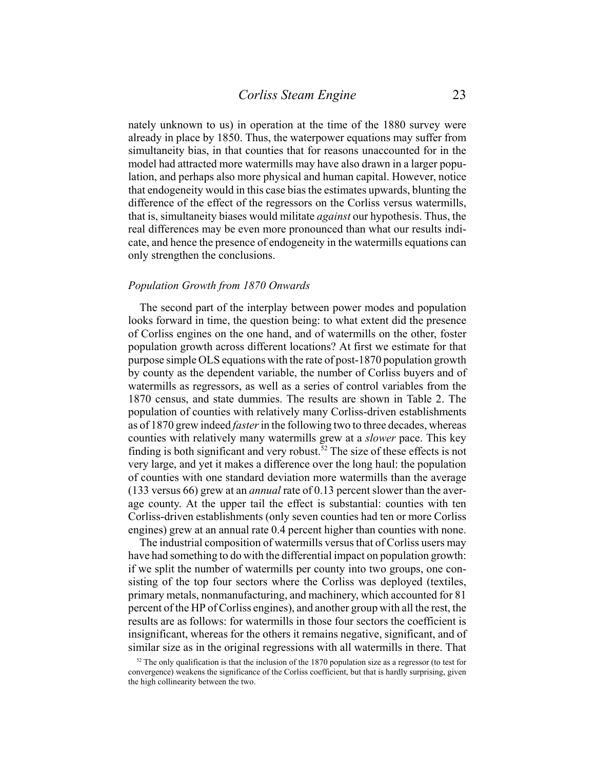nately unknown to us) in operation at the time of the 1880 survey were already in place by 1850. Thus, the waterpower equations may suffer from simultaneity bias, in that counties that for reasons unaccounted for in the model had attracted more watermills may have also drawn in a larger population, and perhaps also more physical and human capital. However, notice that endogeneity would in this case bias the estimates upwards, blunting the difference of the effect of the regressors on the Corliss versus watermills, that is, simultaneity biases would militate *against* our hypothesis. Thus, the real differences may be even more pronounced than what our results indicate, and hence the presence of endogeneity in the watermills equations can only strengthen the conclusions.

### *Population Growth from 1870 Onwards*

The second part of the interplay between power modes and population looks forward in time, the question being: to what extent did the presence of Corliss engines on the one hand, and of watermills on the other, foster population growth across different locations? At first we estimate for that purpose simple OLS equations with the rate of post-1870 population growth by county as the dependent variable, the number of Corliss buyers and of watermills as regressors, as well as a series of control variables from the 1870 census, and state dummies. The results are shown in Table 2. The population of counties with relatively many Corliss-driven establishments as of 1870 grew indeed *faster* in the following two to three decades, whereas counties with relatively many watermills grew at a *slower* pace. This key finding is both significant and very robust.[52] The size of these effects is not very large, and yet it makes a difference over the long haul: the population of counties with one standard deviation more watermills than the average (133 versus 66) grew at an *annual* rate of 0.13 percent slower than the average county. At the upper tail the effect is substantial: counties with ten Corliss-driven establishments (only seven counties had ten or more Corliss engines) grew at an annual rate 0.4 percent higher than counties with none.

The industrial composition of watermills versus that of Corliss users may have had something to do with the differential impact on population growth: if we split the number of watermills per county into two groups, one consisting of the top four sectors where the Corliss was deployed (textiles, primary metals, nonmanufacturing, and machinery, which accounted for 81 percent of the HP of Corliss engines), and another group with all the rest, the results are as follows: for watermills in those four sectors the coefficient is insignificant, whereas for the others it remains negative, significant, and of similar size as in the original regressions with all watermills in there. That

[52] The only qualification is that the inclusion of the 1870 population size as a regressor (to test for convergence) weakens the significance of the Corliss coefficient, but that is hardly surprising, given the high collinearity between the two.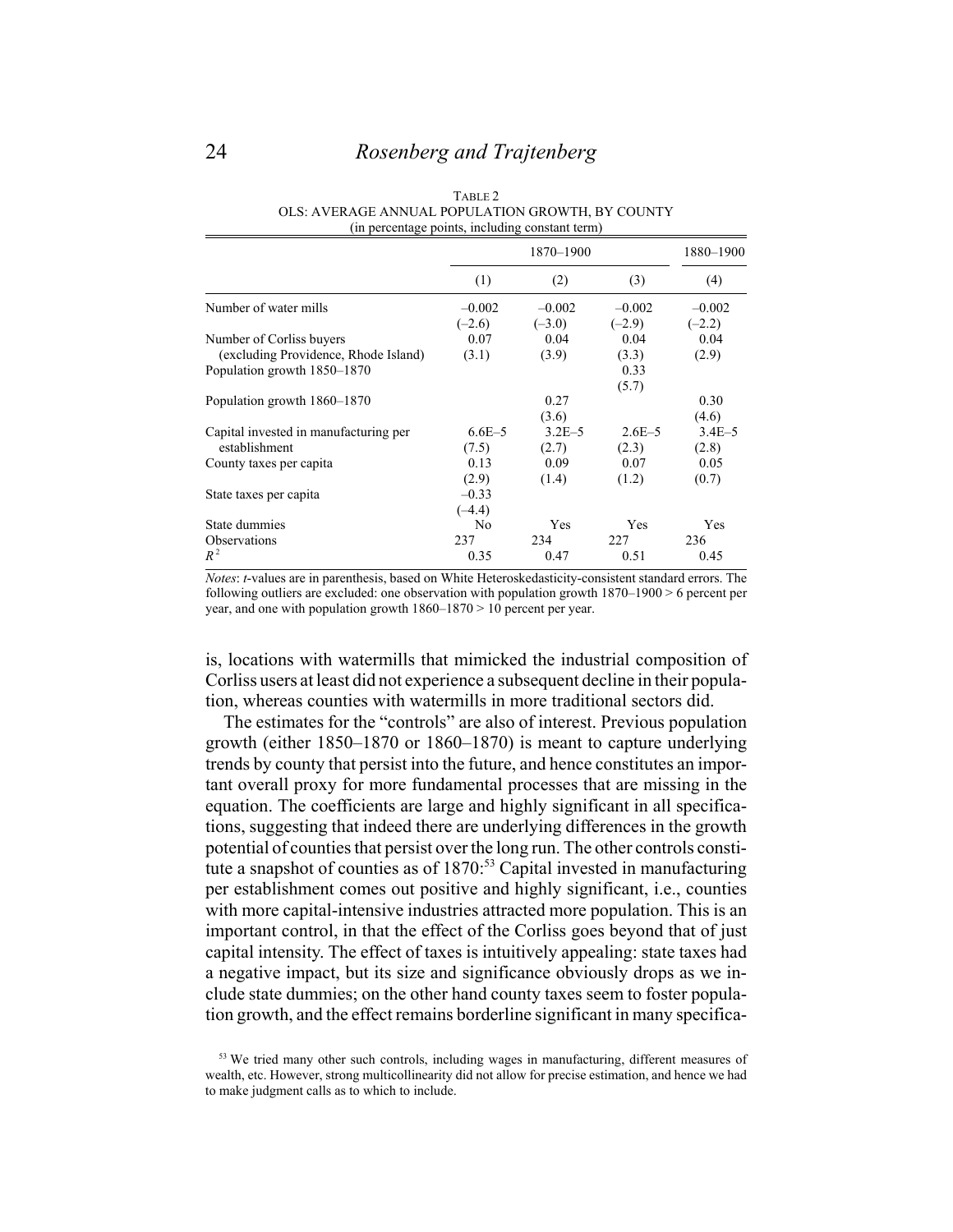TABLE 2
OLS: AVERAGE ANNUAL POPULATION GROWTH, BY COUNTY
(in percentage points, including constant term)

| | 1870–1900 | | | 1880–1900 |
|---|---|---|---|---|
| | (1) | (2) | (3) | (4) |
| Number of water mills | –0.002 | –0.002 | –0.002 | –0.002 |
| | (–2.6) | (–3.0) | (–2.9) | (–2.2) |
| Number of Corliss buyers (excluding Providence, Rhode Island) | 0.07 | 0.04 | 0.04 | 0.04 |
| | (3.1) | (3.9) | (3.3) | (2.9) |
| Population growth 1850–1870 | | | 0.33 | |
| | | | (5.7) | |
| Population growth 1860–1870 | | 0.27 | | 0.30 |
| | | (3.6) | | (4.6) |
| Capital invested in manufacturing per establishment | 6.6E–5 | 3.2E–5 | 2.6E–5 | 3.4E–5 |
| | (7.5) | (2.7) | (2.3) | (2.8) |
| County taxes per capita | 0.13 | 0.09 | 0.07 | 0.05 |
| | (2.9) | (1.4) | (1.2) | (0.7) |
| State taxes per capita | –0.33 | | | |
| | (–4.4) | | | |
| State dummies | No | Yes | Yes | Yes |
| Observations | 237 | 234 | 227 | 236 |
| $R^2$ | 0.35 | 0.47 | 0.51 | 0.45 |

*Notes*: *t*-values are in parenthesis, based on White Heteroskedasticity-consistent standard errors. The following outliers are excluded: one observation with population growth 1870–1900 > 6 percent per year, and one with population growth 1860–1870 > 10 percent per year.

is, locations with watermills that mimicked the industrial composition of Corliss users at least did not experience a subsequent decline in their population, whereas counties with watermills in more traditional sectors did.

The estimates for the "controls" are also of interest. Previous population growth (either 1850–1870 or 1860–1870) is meant to capture underlying trends by county that persist into the future, and hence constitutes an important overall proxy for more fundamental processes that are missing in the equation. The coefficients are large and highly significant in all specifications, suggesting that indeed there are underlying differences in the growth potential of counties that persist over the long run. The other controls constitute a snapshot of counties as of 1870:[53] Capital invested in manufacturing per establishment comes out positive and highly significant, i.e., counties with more capital-intensive industries attracted more population. This is an important control, in that the effect of the Corliss goes beyond that of just capital intensity. The effect of taxes is intuitively appealing: state taxes had a negative impact, but its size and significance obviously drops as we include state dummies; on the other hand county taxes seem to foster population growth, and the effect remains borderline significant in many specifica-

[53] We tried many other such controls, including wages in manufacturing, different measures of wealth, etc. However, strong multicollinearity did not allow for precise estimation, and hence we had to make judgment calls as to which to include.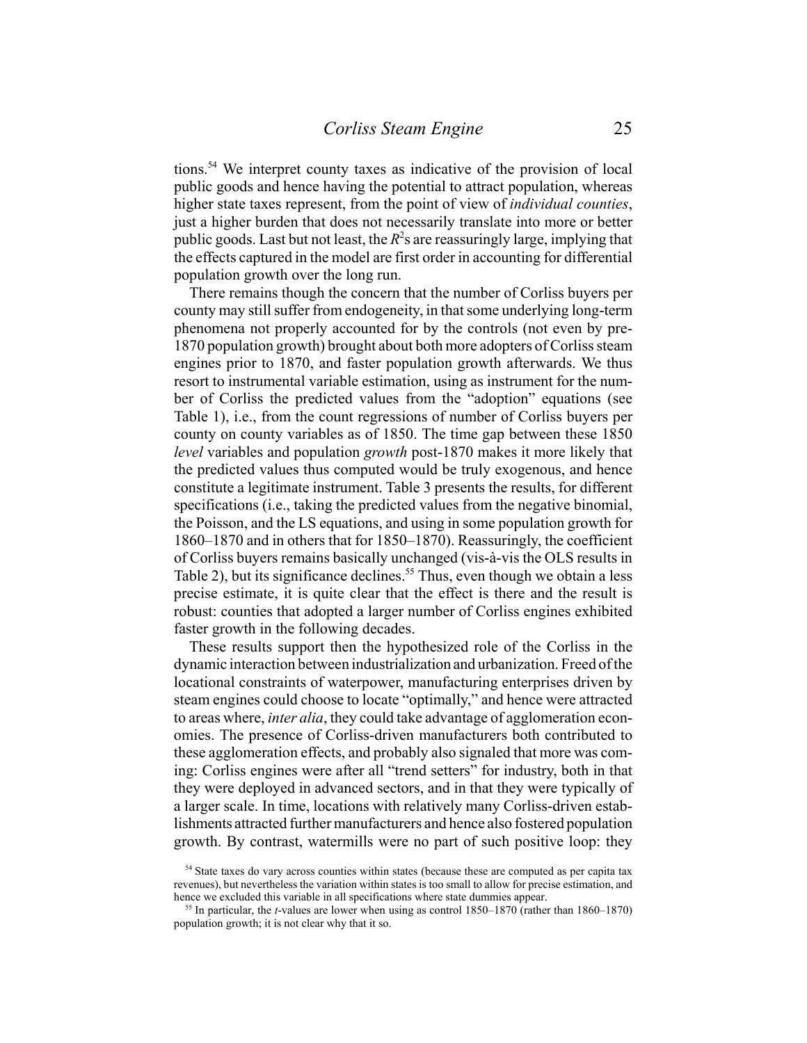tions.[54] We interpret county taxes as indicative of the provision of local public goods and hence having the potential to attract population, whereas higher state taxes represent, from the point of view of *individual counties*, just a higher burden that does not necessarily translate into more or better public goods. Last but not least, the $R^2$s are reassuringly large, implying that the effects captured in the model are first order in accounting for differential population growth over the long run.

There remains though the concern that the number of Corliss buyers per county may still suffer from endogeneity, in that some underlying long-term phenomena not properly accounted for by the controls (not even by pre-1870 population growth) brought about both more adopters of Corliss steam engines prior to 1870, and faster population growth afterwards. We thus resort to instrumental variable estimation, using as instrument for the number of Corliss the predicted values from the "adoption" equations (see Table 1), i.e., from the count regressions of number of Corliss buyers per county on county variables as of 1850. The time gap between these 1850 *level* variables and population *growth* post-1870 makes it more likely that the predicted values thus computed would be truly exogenous, and hence constitute a legitimate instrument. Table 3 presents the results, for different specifications (i.e., taking the predicted values from the negative binomial, the Poisson, and the LS equations, and using in some population growth for 1860–1870 and in others that for 1850–1870). Reassuringly, the coefficient of Corliss buyers remains basically unchanged (vis-à-vis the OLS results in Table 2), but its significance declines.[55] Thus, even though we obtain a less precise estimate, it is quite clear that the effect is there and the result is robust: counties that adopted a larger number of Corliss engines exhibited faster growth in the following decades.

These results support then the hypothesized role of the Corliss in the dynamic interaction between industrialization and urbanization. Freed of the locational constraints of waterpower, manufacturing enterprises driven by steam engines could choose to locate "optimally," and hence were attracted to areas where, *inter alia*, they could take advantage of agglomeration economies. The presence of Corliss-driven manufacturers both contributed to these agglomeration effects, and probably also signaled that more was coming: Corliss engines were after all "trend setters" for industry, both in that they were deployed in advanced sectors, and in that they were typically of a larger scale. In time, locations with relatively many Corliss-driven establishments attracted further manufacturers and hence also fostered population growth. By contrast, watermills were no part of such positive loop: they

[54] State taxes do vary across counties within states (because these are computed as per capita tax revenues), but nevertheless the variation within states is too small to allow for precise estimation, and hence we excluded this variable in all specifications where state dummies appear.

[55] In particular, the *t*-values are lower when using as control 1850–1870 (rather than 1860–1870) population growth; it is not clear why that it so.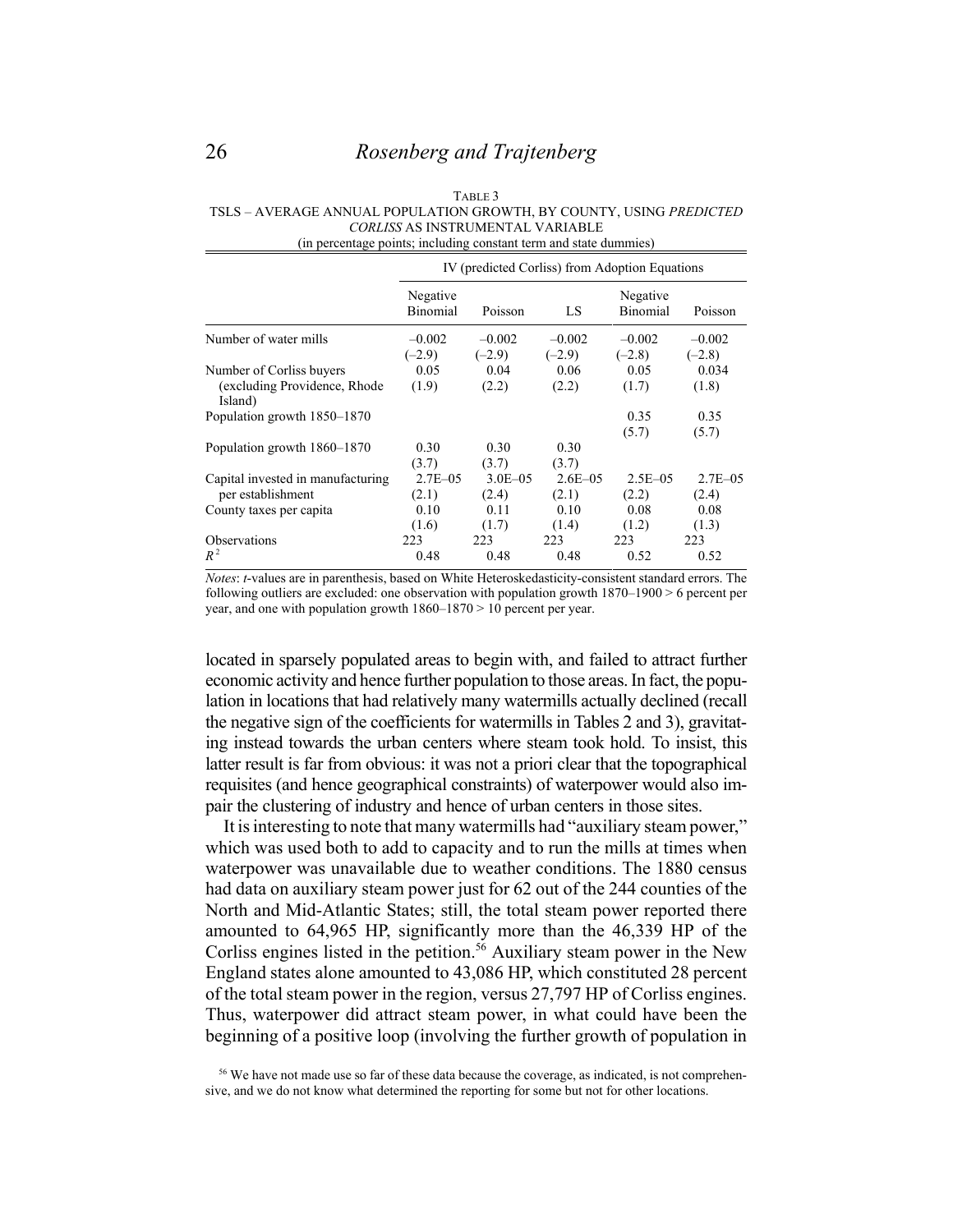TABLE 3
TSLS – AVERAGE ANNUAL POPULATION GROWTH, BY COUNTY, USING *PREDICTED CORLISS* AS INSTRUMENTAL VARIABLE
(in percentage points; including constant term and state dummies)

| | IV (predicted Corliss) from Adoption Equations | | | | |
|---|---|---|---|---|---|
| | Negative Binomial | Poisson | LS | Negative Binomial | Poisson |
| Number of water mills | –0.002 | –0.002 | –0.002 | –0.002 | –0.002 |
| | (–2.9) | (–2.9) | (–2.9) | (–2.8) | (–2.8) |
| Number of Corliss buyers (excluding Providence, Rhode Island) | 0.05 | 0.04 | 0.06 | 0.05 | 0.034 |
| | (1.9) | (2.2) | (2.2) | (1.7) | (1.8) |
| Population growth 1850–1870 | | | | 0.35 | 0.35 |
| | | | | (5.7) | (5.7) |
| Population growth 1860–1870 | 0.30 | 0.30 | 0.30 | | |
| | (3.7) | (3.7) | (3.7) | | |
| Capital invested in manufacturing per establishment | 2.7E–05 | 3.0E–05 | 2.6E–05 | 2.5E–05 | 2.7E–05 |
| | (2.1) | (2.4) | (2.1) | (2.2) | (2.4) |
| County taxes per capita | 0.10 | 0.11 | 0.10 | 0.08 | 0.08 |
| | (1.6) | (1.7) | (1.4) | (1.2) | (1.3) |
| Observations | 223 | 223 | 223 | 223 | 223 |
| $R^2$ | 0.48 | 0.48 | 0.48 | 0.52 | 0.52 |

*Notes*: *t*-values are in parenthesis, based on White Heteroskedasticity-consistent standard errors. The following outliers are excluded: one observation with population growth 1870–1900 > 6 percent per year, and one with population growth 1860–1870 > 10 percent per year.

located in sparsely populated areas to begin with, and failed to attract further economic activity and hence further population to those areas. In fact, the population in locations that had relatively many watermills actually declined (recall the negative sign of the coefficients for watermills in Tables 2 and 3), gravitating instead towards the urban centers where steam took hold. To insist, this latter result is far from obvious: it was not a priori clear that the topographical requisites (and hence geographical constraints) of waterpower would also impair the clustering of industry and hence of urban centers in those sites.

It is interesting to note that many watermills had "auxiliary steam power," which was used both to add to capacity and to run the mills at times when waterpower was unavailable due to weather conditions. The 1880 census had data on auxiliary steam power just for 62 out of the 244 counties of the North and Mid-Atlantic States; still, the total steam power reported there amounted to 64,965 HP, significantly more than the 46,339 HP of the Corliss engines listed in the petition.[56] Auxiliary steam power in the New England states alone amounted to 43,086 HP, which constituted 28 percent of the total steam power in the region, versus 27,797 HP of Corliss engines. Thus, waterpower did attract steam power, in what could have been the beginning of a positive loop (involving the further growth of population in

[56] We have not made use so far of these data because the coverage, as indicated, is not comprehensive, and we do not know what determined the reporting for some but not for other locations.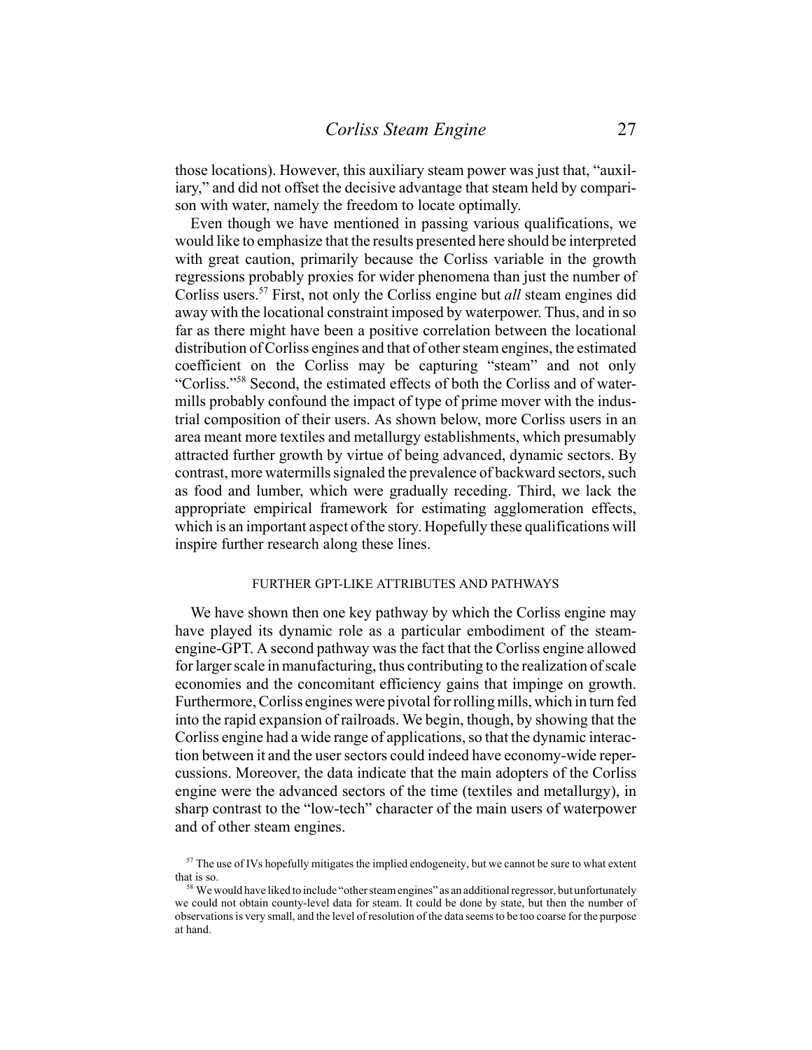those locations). However, this auxiliary steam power was just that, "auxiliary," and did not offset the decisive advantage that steam held by comparison with water, namely the freedom to locate optimally.

Even though we have mentioned in passing various qualifications, we would like to emphasize that the results presented here should be interpreted with great caution, primarily because the Corliss variable in the growth regressions probably proxies for wider phenomena than just the number of Corliss users.[57] First, not only the Corliss engine but *all* steam engines did away with the locational constraint imposed by waterpower. Thus, and in so far as there might have been a positive correlation between the locational distribution of Corliss engines and that of other steam engines, the estimated coefficient on the Corliss may be capturing "steam" and not only "Corliss."[58] Second, the estimated effects of both the Corliss and of watermills probably confound the impact of type of prime mover with the industrial composition of their users. As shown below, more Corliss users in an area meant more textiles and metallurgy establishments, which presumably attracted further growth by virtue of being advanced, dynamic sectors. By contrast, more watermills signaled the prevalence of backward sectors, such as food and lumber, which were gradually receding. Third, we lack the appropriate empirical framework for estimating agglomeration effects, which is an important aspect of the story. Hopefully these qualifications will inspire further research along these lines.

## FURTHER GPT-LIKE ATTRIBUTES AND PATHWAYS

We have shown then one key pathway by which the Corliss engine may have played its dynamic role as a particular embodiment of the steam-engine-GPT. A second pathway was the fact that the Corliss engine allowed for larger scale in manufacturing, thus contributing to the realization of scale economies and the concomitant efficiency gains that impinge on growth. Furthermore, Corliss engines were pivotal for rolling mills, which in turn fed into the rapid expansion of railroads. We begin, though, by showing that the Corliss engine had a wide range of applications, so that the dynamic interaction between it and the user sectors could indeed have economy-wide repercussions. Moreover, the data indicate that the main adopters of the Corliss engine were the advanced sectors of the time (textiles and metallurgy), in sharp contrast to the "low-tech" character of the main users of waterpower and of other steam engines.

[57] The use of IVs hopefully mitigates the implied endogeneity, but we cannot be sure to what extent that is so.

[58] We would have liked to include "other steam engines" as an additional regressor, but unfortunately we could not obtain county-level data for steam. It could be done by state, but then the number of observations is very small, and the level of resolution of the data seems to be too coarse for the purpose at hand.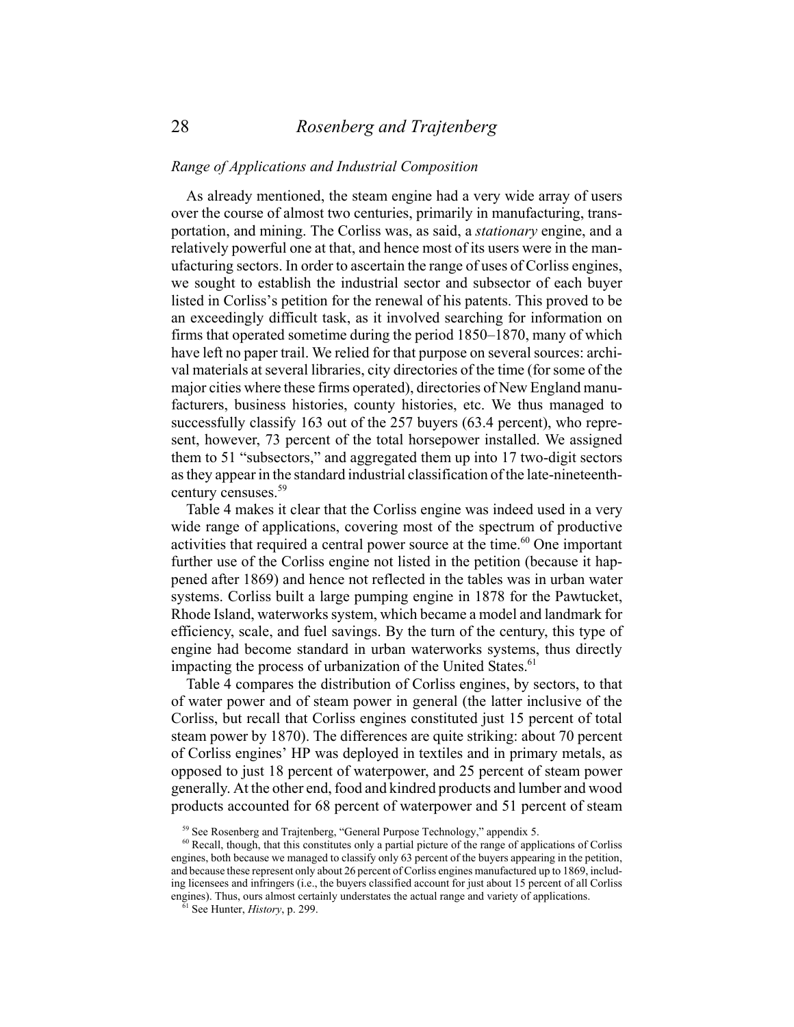*Range of Applications and Industrial Composition*

As already mentioned, the steam engine had a very wide array of users over the course of almost two centuries, primarily in manufacturing, transportation, and mining. The Corliss was, as said, a *stationary* engine, and a relatively powerful one at that, and hence most of its users were in the manufacturing sectors. In order to ascertain the range of uses of Corliss engines, we sought to establish the industrial sector and subsector of each buyer listed in Corliss's petition for the renewal of his patents. This proved to be an exceedingly difficult task, as it involved searching for information on firms that operated sometime during the period 1850–1870, many of which have left no paper trail. We relied for that purpose on several sources: archival materials at several libraries, city directories of the time (for some of the major cities where these firms operated), directories of New England manufacturers, business histories, county histories, etc. We thus managed to successfully classify 163 out of the 257 buyers (63.4 percent), who represent, however, 73 percent of the total horsepower installed. We assigned them to 51 "subsectors," and aggregated them up into 17 two-digit sectors as they appear in the standard industrial classification of the late-nineteenth-century censuses.[59]

Table 4 makes it clear that the Corliss engine was indeed used in a very wide range of applications, covering most of the spectrum of productive activities that required a central power source at the time.[60] One important further use of the Corliss engine not listed in the petition (because it happened after 1869) and hence not reflected in the tables was in urban water systems. Corliss built a large pumping engine in 1878 for the Pawtucket, Rhode Island, waterworks system, which became a model and landmark for efficiency, scale, and fuel savings. By the turn of the century, this type of engine had become standard in urban waterworks systems, thus directly impacting the process of urbanization of the United States.[61]

Table 4 compares the distribution of Corliss engines, by sectors, to that of water power and of steam power in general (the latter inclusive of the Corliss, but recall that Corliss engines constituted just 15 percent of total steam power by 1870). The differences are quite striking: about 70 percent of Corliss engines' HP was deployed in textiles and in primary metals, as opposed to just 18 percent of waterpower, and 25 percent of steam power generally. At the other end, food and kindred products and lumber and wood products accounted for 68 percent of waterpower and 51 percent of steam

---

[59] See Rosenberg and Trajtenberg, "General Purpose Technology," appendix 5.

[60] Recall, though, that this constitutes only a partial picture of the range of applications of Corliss engines, both because we managed to classify only 63 percent of the buyers appearing in the petition, and because these represent only about 26 percent of Corliss engines manufactured up to 1869, including licensees and infringers (i.e., the buyers classified account for just about 15 percent of all Corliss engines). Thus, ours almost certainly understates the actual range and variety of applications.

[61] See Hunter, *History*, p. 299.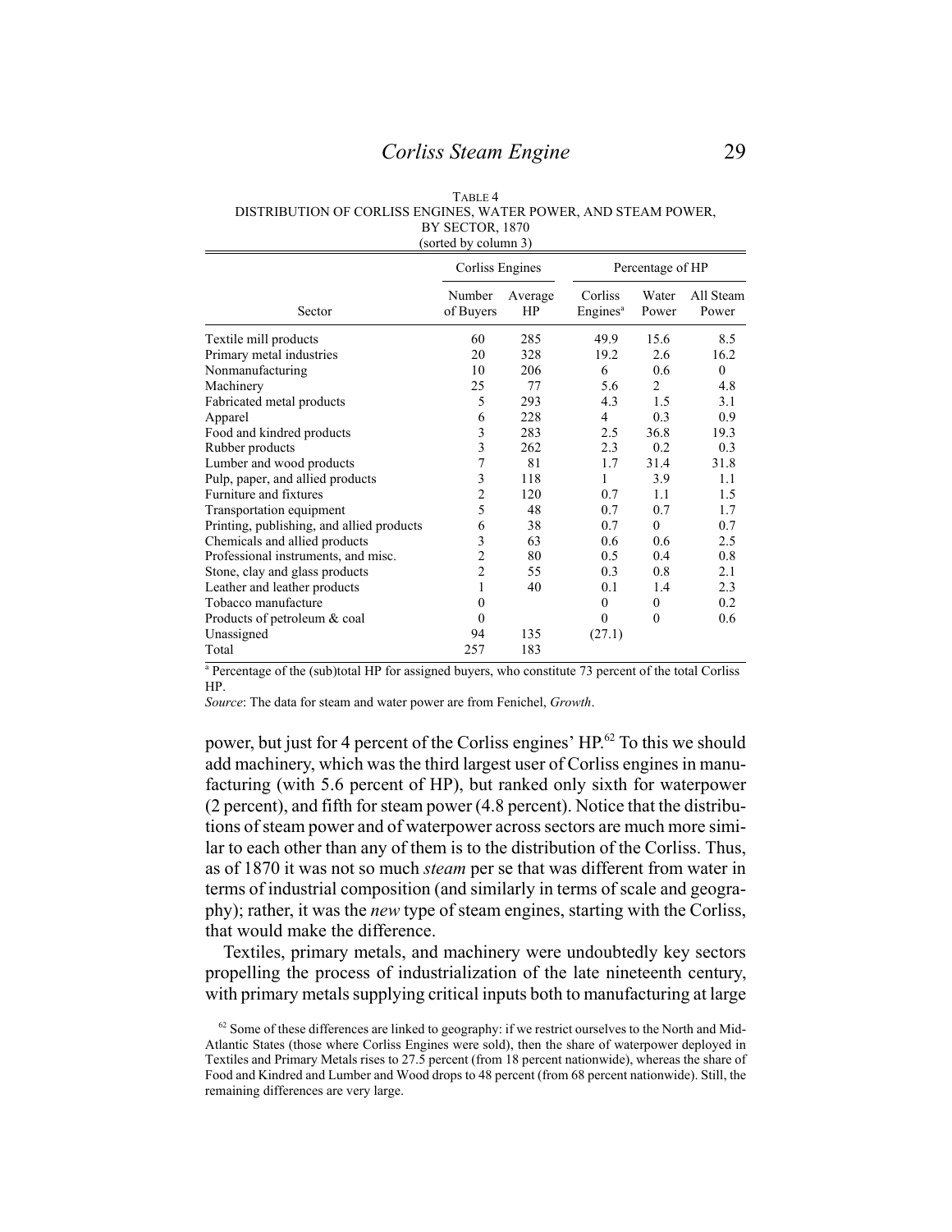TABLE 4
DISTRIBUTION OF CORLISS ENGINES, WATER POWER, AND STEAM POWER, BY SECTOR, 1870
(sorted by column 3)

| Sector | Corliss Engines | | Percentage of HP | | |
|---|---|---|---|---|---|
| | Number of Buyers | Average HP | Corliss Engines[a] | Water Power | All Steam Power |
| Textile mill products | 60 | 285 | 49.9 | 15.6 | 8.5 |
| Primary metal industries | 20 | 328 | 19.2 | 2.6 | 16.2 |
| Nonmanufacturing | 10 | 206 | 6 | 0.6 | 0 |
| Machinery | 25 | 77 | 5.6 | 2 | 4.8 |
| Fabricated metal products | 5 | 293 | 4.3 | 1.5 | 3.1 |
| Apparel | 6 | 228 | 4 | 0.3 | 0.9 |
| Food and kindred products | 3 | 283 | 2.5 | 36.8 | 19.3 |
| Rubber products | 3 | 262 | 2.3 | 0.2 | 0.3 |
| Lumber and wood products | 7 | 81 | 1.7 | 31.4 | 31.8 |
| Pulp, paper, and allied products | 3 | 118 | 1 | 3.9 | 1.1 |
| Furniture and fixtures | 2 | 120 | 0.7 | 1.1 | 1.5 |
| Transportation equipment | 5 | 48 | 0.7 | 0.7 | 1.7 |
| Printing, publishing, and allied products | 6 | 38 | 0.7 | 0 | 0.7 |
| Chemicals and allied products | 3 | 63 | 0.6 | 0.6 | 2.5 |
| Professional instruments, and misc. | 2 | 80 | 0.5 | 0.4 | 0.8 |
| Stone, clay and glass products | 2 | 55 | 0.3 | 0.8 | 2.1 |
| Leather and leather products | 1 | 40 | 0.1 | 1.4 | 2.3 |
| Tobacco manufacture | 0 | | 0 | 0 | 0.2 |
| Products of petroleum & coal | 0 | | 0 | 0 | 0.6 |
| Unassigned | 94 | 135 | (27.1) | | |
| Total | 257 | 183 | | | |

[a] Percentage of the (sub)total HP for assigned buyers, who constitute 73 percent of the total Corliss HP.

*Source*: The data for steam and water power are from Fenichel, *Growth*.

power, but just for 4 percent of the Corliss engines' HP.[62] To this we should add machinery, which was the third largest user of Corliss engines in manufacturing (with 5.6 percent of HP), but ranked only sixth for waterpower (2 percent), and fifth for steam power (4.8 percent). Notice that the distributions of steam power and of waterpower across sectors are much more similar to each other than any of them is to the distribution of the Corliss. Thus, as of 1870 it was not so much *steam* per se that was different from water in terms of industrial composition (and similarly in terms of scale and geography); rather, it was the *new* type of steam engines, starting with the Corliss, that would make the difference.

Textiles, primary metals, and machinery were undoubtedly key sectors propelling the process of industrialization of the late nineteenth century, with primary metals supplying critical inputs both to manufacturing at large

[62] Some of these differences are linked to geography: if we restrict ourselves to the North and Mid-Atlantic States (those where Corliss Engines were sold), then the share of waterpower deployed in Textiles and Primary Metals rises to 27.5 percent (from 18 percent nationwide), whereas the share of Food and Kindred and Lumber and Wood drops to 48 percent (from 68 percent nationwide). Still, the remaining differences are very large.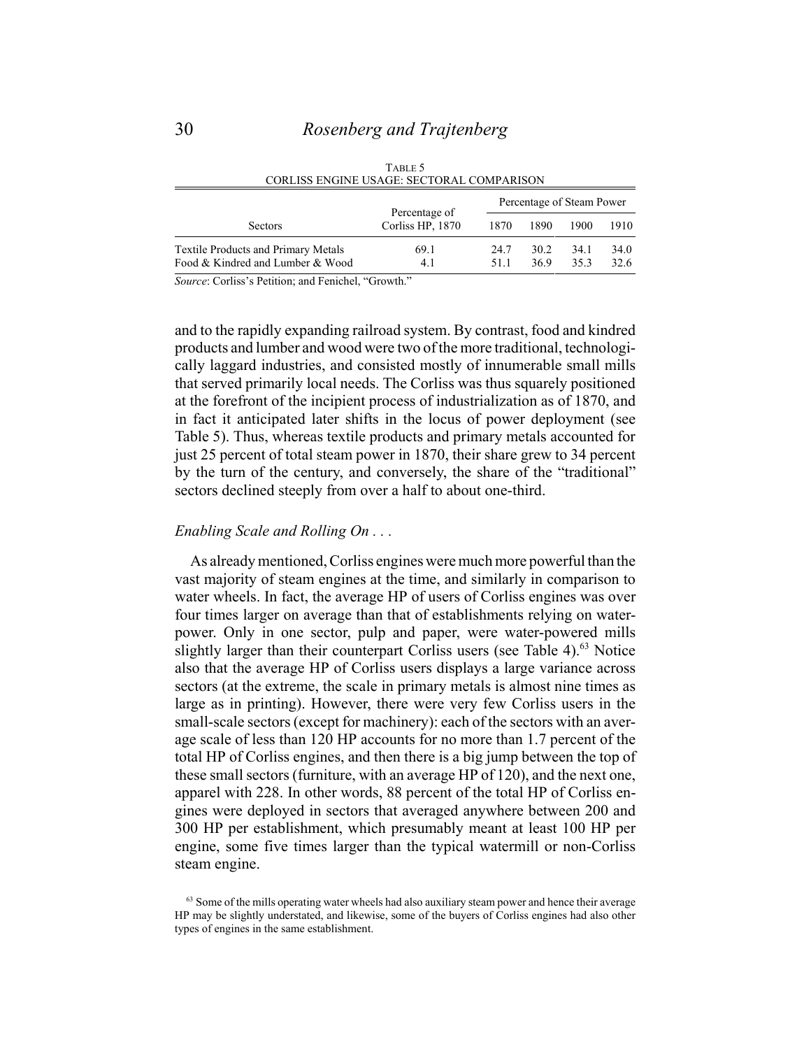TABLE 5
CORLISS ENGINE USAGE: SECTORAL COMPARISON

| Sectors | Percentage of Corliss HP, 1870 | Percentage of Steam Power | | | |
|---|---|---|---|---|---|
| | | 1870 | 1890 | 1900 | 1910 |
| Textile Products and Primary Metals | 69.1 | 24.7 | 30.2 | 34.1 | 34.0 |
| Food & Kindred and Lumber & Wood | 4.1 | 51.1 | 36.9 | 35.3 | 32.6 |

*Source*: Corliss's Petition; and Fenichel, "Growth."

and to the rapidly expanding railroad system. By contrast, food and kindred products and lumber and wood were two of the more traditional, technologically laggard industries, and consisted mostly of innumerable small mills that served primarily local needs. The Corliss was thus squarely positioned at the forefront of the incipient process of industrialization as of 1870, and in fact it anticipated later shifts in the locus of power deployment (see Table 5). Thus, whereas textile products and primary metals accounted for just 25 percent of total steam power in 1870, their share grew to 34 percent by the turn of the century, and conversely, the share of the "traditional" sectors declined steeply from over a half to about one-third.

*Enabling Scale and Rolling On . . .*

As already mentioned, Corliss engines were much more powerful than the vast majority of steam engines at the time, and similarly in comparison to water wheels. In fact, the average HP of users of Corliss engines was over four times larger on average than that of establishments relying on waterpower. Only in one sector, pulp and paper, were water-powered mills slightly larger than their counterpart Corliss users (see Table 4).[63] Notice also that the average HP of Corliss users displays a large variance across sectors (at the extreme, the scale in primary metals is almost nine times as large as in printing). However, there were very few Corliss users in the small-scale sectors (except for machinery): each of the sectors with an average scale of less than 120 HP accounts for no more than 1.7 percent of the total HP of Corliss engines, and then there is a big jump between the top of these small sectors (furniture, with an average HP of 120), and the next one, apparel with 228. In other words, 88 percent of the total HP of Corliss engines were deployed in sectors that averaged anywhere between 200 and 300 HP per establishment, which presumably meant at least 100 HP per engine, some five times larger than the typical watermill or non-Corliss steam engine.

[63] Some of the mills operating water wheels had also auxiliary steam power and hence their average HP may be slightly understated, and likewise, some of the buyers of Corliss engines had also other types of engines in the same establishment.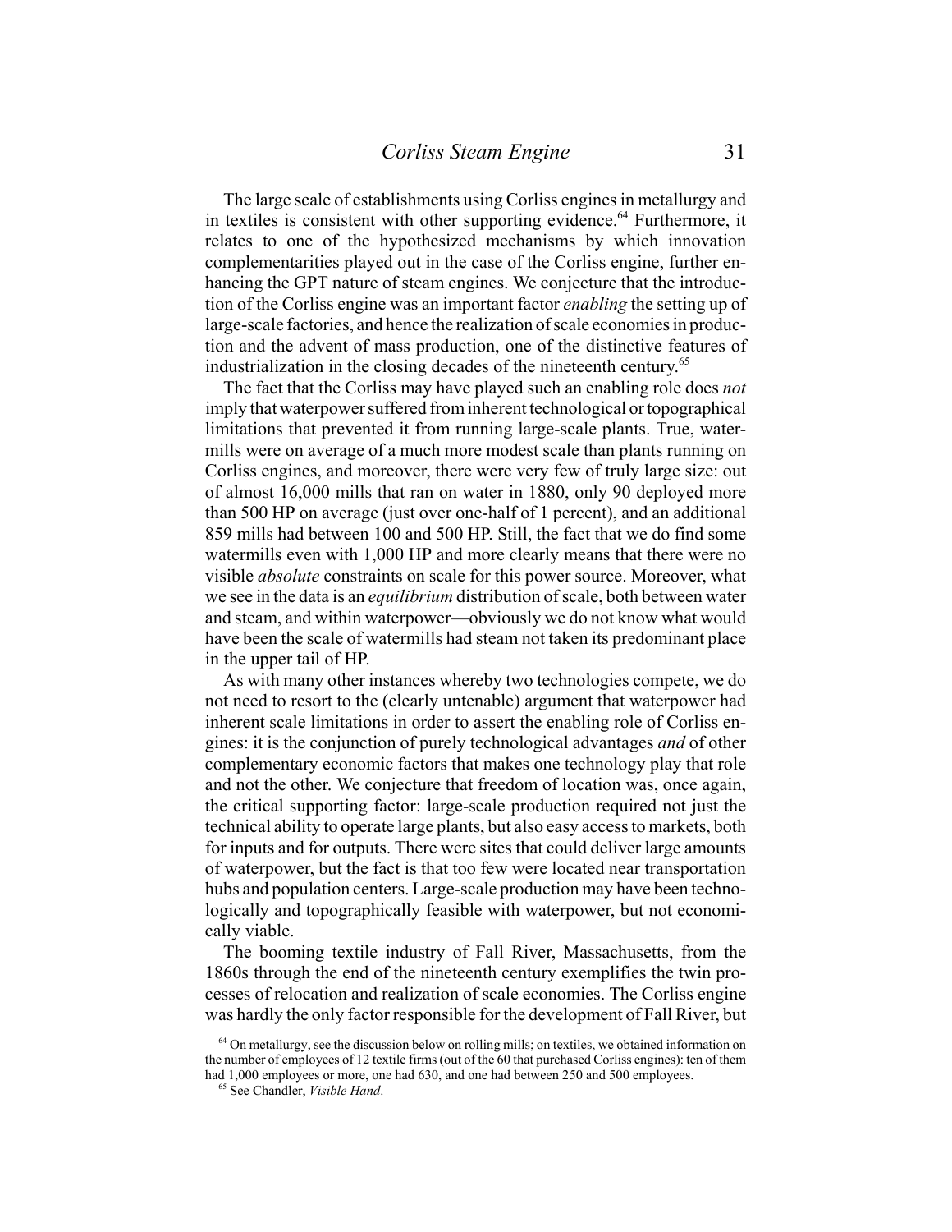The large scale of establishments using Corliss engines in metallurgy and in textiles is consistent with other supporting evidence.[64] Furthermore, it relates to one of the hypothesized mechanisms by which innovation complementarities played out in the case of the Corliss engine, further enhancing the GPT nature of steam engines. We conjecture that the introduction of the Corliss engine was an important factor *enabling* the setting up of large-scale factories, and hence the realization of scale economies in production and the advent of mass production, one of the distinctive features of industrialization in the closing decades of the nineteenth century.[65]

The fact that the Corliss may have played such an enabling role does *not* imply that waterpower suffered from inherent technological or topographical limitations that prevented it from running large-scale plants. True, watermills were on average of a much more modest scale than plants running on Corliss engines, and moreover, there were very few of truly large size: out of almost 16,000 mills that ran on water in 1880, only 90 deployed more than 500 HP on average (just over one-half of 1 percent), and an additional 859 mills had between 100 and 500 HP. Still, the fact that we do find some watermills even with 1,000 HP and more clearly means that there were no visible *absolute* constraints on scale for this power source. Moreover, what we see in the data is an *equilibrium* distribution of scale, both between water and steam, and within waterpower—obviously we do not know what would have been the scale of watermills had steam not taken its predominant place in the upper tail of HP.

As with many other instances whereby two technologies compete, we do not need to resort to the (clearly untenable) argument that waterpower had inherent scale limitations in order to assert the enabling role of Corliss engines: it is the conjunction of purely technological advantages *and* of other complementary economic factors that makes one technology play that role and not the other. We conjecture that freedom of location was, once again, the critical supporting factor: large-scale production required not just the technical ability to operate large plants, but also easy access to markets, both for inputs and for outputs. There were sites that could deliver large amounts of waterpower, but the fact is that too few were located near transportation hubs and population centers. Large-scale production may have been technologically and topographically feasible with waterpower, but not economically viable.

The booming textile industry of Fall River, Massachusetts, from the 1860s through the end of the nineteenth century exemplifies the twin processes of relocation and realization of scale economies. The Corliss engine was hardly the only factor responsible for the development of Fall River, but

[64] On metallurgy, see the discussion below on rolling mills; on textiles, we obtained information on the number of employees of 12 textile firms (out of the 60 that purchased Corliss engines): ten of them had 1,000 employees or more, one had 630, and one had between 250 and 500 employees.

[65] See Chandler, *Visible Hand*.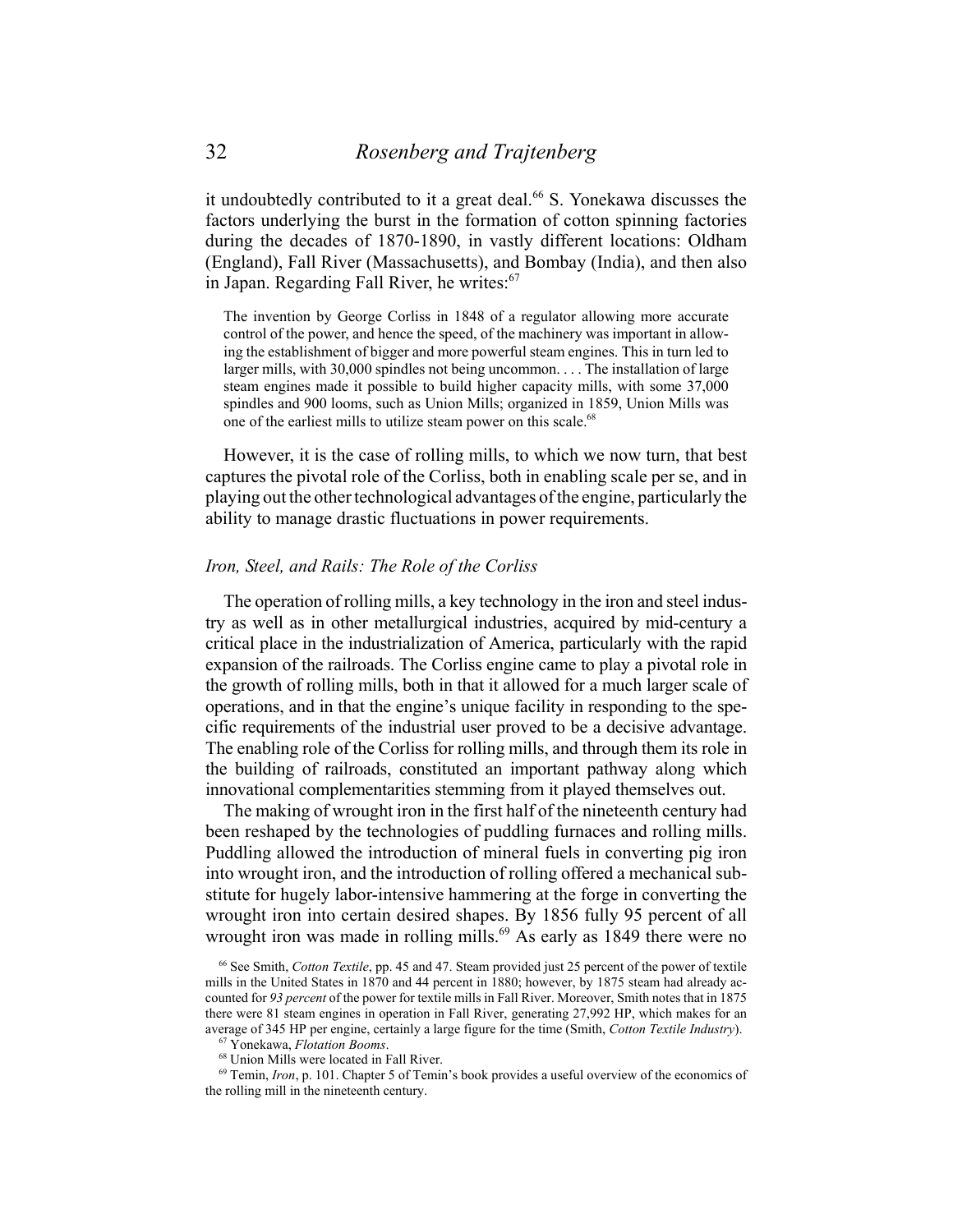it undoubtedly contributed to it a great deal.[66] S. Yonekawa discusses the factors underlying the burst in the formation of cotton spinning factories during the decades of 1870-1890, in vastly different locations: Oldham (England), Fall River (Massachusetts), and Bombay (India), and then also in Japan. Regarding Fall River, he writes:[67]

> The invention by George Corliss in 1848 of a regulator allowing more accurate control of the power, and hence the speed, of the machinery was important in allowing the establishment of bigger and more powerful steam engines. This in turn led to larger mills, with 30,000 spindles not being uncommon. . . . The installation of large steam engines made it possible to build higher capacity mills, with some 37,000 spindles and 900 looms, such as Union Mills; organized in 1859, Union Mills was one of the earliest mills to utilize steam power on this scale.[68]

However, it is the case of rolling mills, to which we now turn, that best captures the pivotal role of the Corliss, both in enabling scale per se, and in playing out the other technological advantages of the engine, particularly the ability to manage drastic fluctuations in power requirements.

### *Iron, Steel, and Rails: The Role of the Corliss*

The operation of rolling mills, a key technology in the iron and steel industry as well as in other metallurgical industries, acquired by mid-century a critical place in the industrialization of America, particularly with the rapid expansion of the railroads. The Corliss engine came to play a pivotal role in the growth of rolling mills, both in that it allowed for a much larger scale of operations, and in that the engine's unique facility in responding to the specific requirements of the industrial user proved to be a decisive advantage. The enabling role of the Corliss for rolling mills, and through them its role in the building of railroads, constituted an important pathway along which innovational complementarities stemming from it played themselves out.

The making of wrought iron in the first half of the nineteenth century had been reshaped by the technologies of puddling furnaces and rolling mills. Puddling allowed the introduction of mineral fuels in converting pig iron into wrought iron, and the introduction of rolling offered a mechanical substitute for hugely labor-intensive hammering at the forge in converting the wrought iron into certain desired shapes. By 1856 fully 95 percent of all wrought iron was made in rolling mills.[69] As early as 1849 there were no

---

[66] See Smith, *Cotton Textile*, pp. 45 and 47. Steam provided just 25 percent of the power of textile mills in the United States in 1870 and 44 percent in 1880; however, by 1875 steam had already accounted for *93 percent* of the power for textile mills in Fall River. Moreover, Smith notes that in 1875 there were 81 steam engines in operation in Fall River, generating 27,992 HP, which makes for an average of 345 HP per engine, certainly a large figure for the time (Smith, *Cotton Textile Industry*).

[67] Yonekawa, *Flotation Booms*.

[68] Union Mills were located in Fall River.

[69] Temin, *Iron*, p. 101. Chapter 5 of Temin's book provides a useful overview of the economics of the rolling mill in the nineteenth century.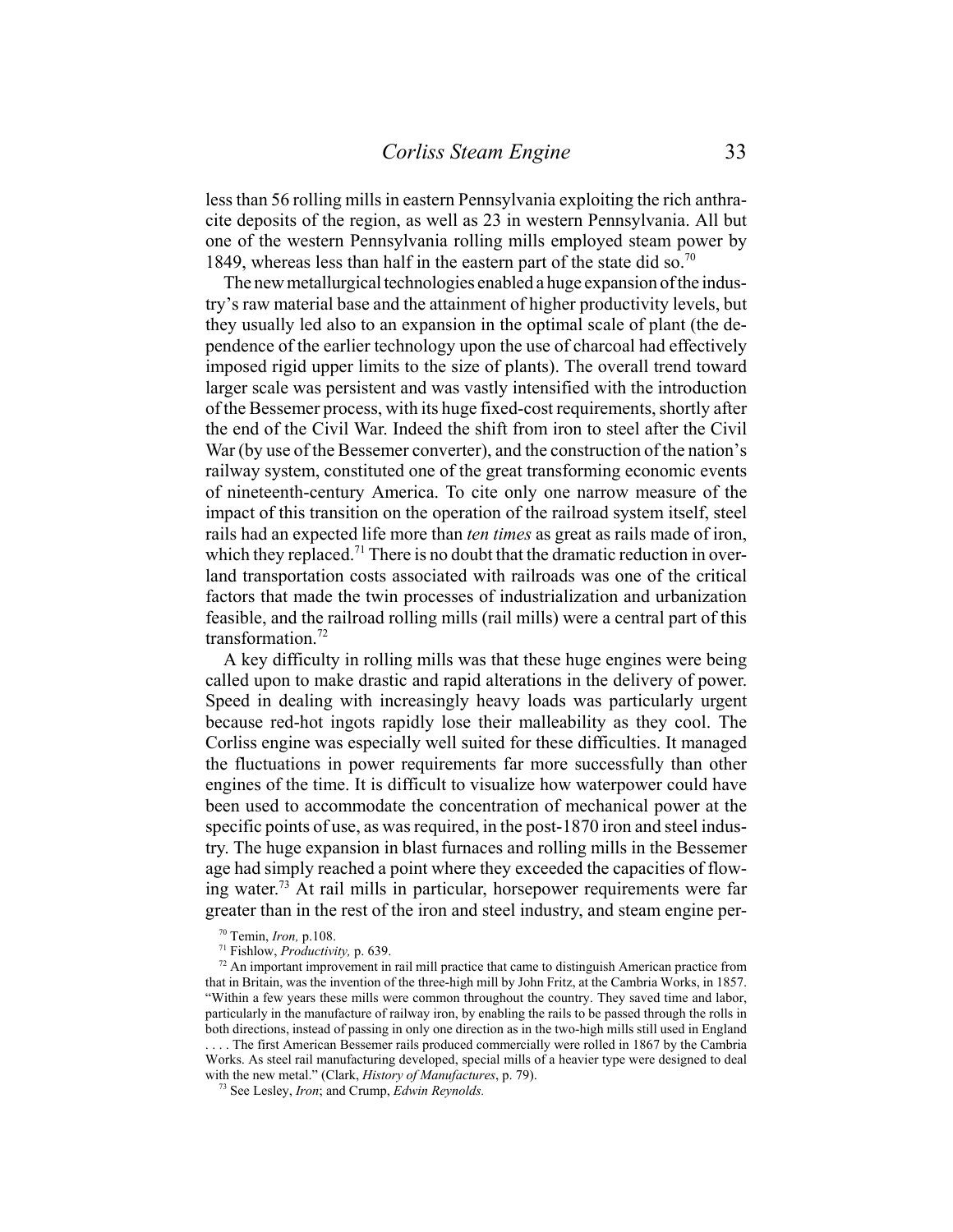less than 56 rolling mills in eastern Pennsylvania exploiting the rich anthracite deposits of the region, as well as 23 in western Pennsylvania. All but one of the western Pennsylvania rolling mills employed steam power by 1849, whereas less than half in the eastern part of the state did so.[70]

The new metallurgical technologies enabled a huge expansion of the industry's raw material base and the attainment of higher productivity levels, but they usually led also to an expansion in the optimal scale of plant (the dependence of the earlier technology upon the use of charcoal had effectively imposed rigid upper limits to the size of plants). The overall trend toward larger scale was persistent and was vastly intensified with the introduction of the Bessemer process, with its huge fixed-cost requirements, shortly after the end of the Civil War. Indeed the shift from iron to steel after the Civil War (by use of the Bessemer converter), and the construction of the nation's railway system, constituted one of the great transforming economic events of nineteenth-century America. To cite only one narrow measure of the impact of this transition on the operation of the railroad system itself, steel rails had an expected life more than *ten times* as great as rails made of iron, which they replaced.[71] There is no doubt that the dramatic reduction in overland transportation costs associated with railroads was one of the critical factors that made the twin processes of industrialization and urbanization feasible, and the railroad rolling mills (rail mills) were a central part of this transformation.[72]

A key difficulty in rolling mills was that these huge engines were being called upon to make drastic and rapid alterations in the delivery of power. Speed in dealing with increasingly heavy loads was particularly urgent because red-hot ingots rapidly lose their malleability as they cool. The Corliss engine was especially well suited for these difficulties. It managed the fluctuations in power requirements far more successfully than other engines of the time. It is difficult to visualize how waterpower could have been used to accommodate the concentration of mechanical power at the specific points of use, as was required, in the post-1870 iron and steel industry. The huge expansion in blast furnaces and rolling mills in the Bessemer age had simply reached a point where they exceeded the capacities of flowing water.[73] At rail mills in particular, horsepower requirements were far greater than in the rest of the iron and steel industry, and steam engine per-

[70] Temin, *Iron,* p.108.

[71] Fishlow, *Productivity,* p. 639.

[72] An important improvement in rail mill practice that came to distinguish American practice from that in Britain, was the invention of the three-high mill by John Fritz, at the Cambria Works, in 1857. "Within a few years these mills were common throughout the country. They saved time and labor, particularly in the manufacture of railway iron, by enabling the rails to be passed through the rolls in both directions, instead of passing in only one direction as in the two-high mills still used in England . . . . The first American Bessemer rails produced commercially were rolled in 1867 by the Cambria Works. As steel rail manufacturing developed, special mills of a heavier type were designed to deal with the new metal." (Clark, *History of Manufactures*, p. 79).

[73] See Lesley, *Iron*; and Crump, *Edwin Reynolds.*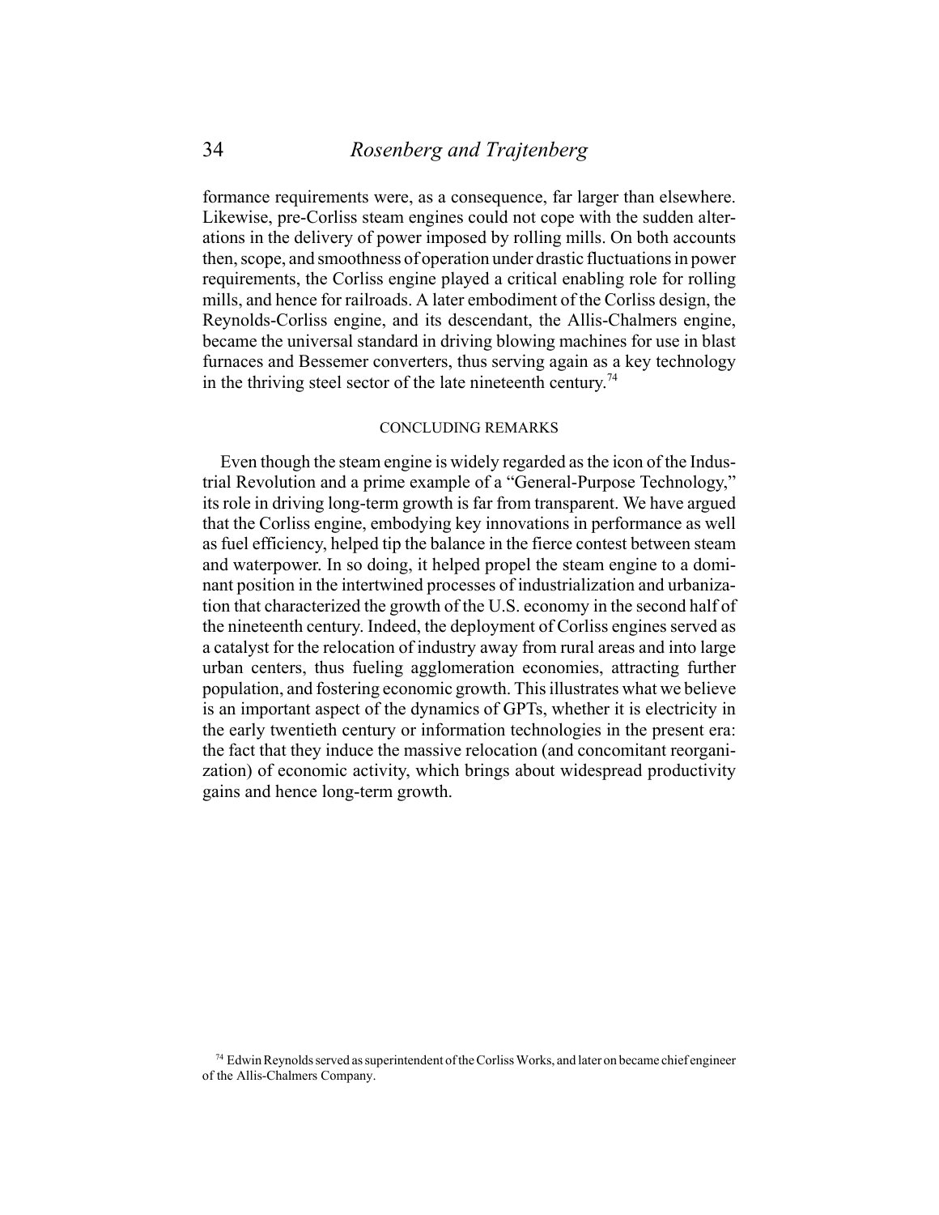formance requirements were, as a consequence, far larger than elsewhere. Likewise, pre-Corliss steam engines could not cope with the sudden alterations in the delivery of power imposed by rolling mills. On both accounts then, scope, and smoothness of operation under drastic fluctuations in power requirements, the Corliss engine played a critical enabling role for rolling mills, and hence for railroads. A later embodiment of the Corliss design, the Reynolds-Corliss engine, and its descendant, the Allis-Chalmers engine, became the universal standard in driving blowing machines for use in blast furnaces and Bessemer converters, thus serving again as a key technology in the thriving steel sector of the late nineteenth century.[74]

## CONCLUDING REMARKS

Even though the steam engine is widely regarded as the icon of the Industrial Revolution and a prime example of a "General-Purpose Technology," its role in driving long-term growth is far from transparent. We have argued that the Corliss engine, embodying key innovations in performance as well as fuel efficiency, helped tip the balance in the fierce contest between steam and waterpower. In so doing, it helped propel the steam engine to a dominant position in the intertwined processes of industrialization and urbanization that characterized the growth of the U.S. economy in the second half of the nineteenth century. Indeed, the deployment of Corliss engines served as a catalyst for the relocation of industry away from rural areas and into large urban centers, thus fueling agglomeration economies, attracting further population, and fostering economic growth. This illustrates what we believe is an important aspect of the dynamics of GPTs, whether it is electricity in the early twentieth century or information technologies in the present era: the fact that they induce the massive relocation (and concomitant reorganization) of economic activity, which brings about widespread productivity gains and hence long-term growth.

[74] Edwin Reynolds served as superintendent of the Corliss Works, and later on became chief engineer of the Allis-Chalmers Company.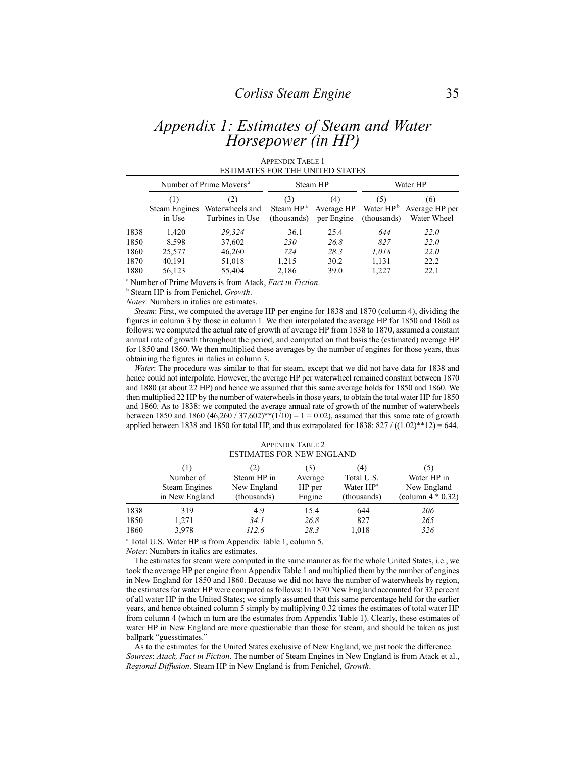# Appendix 1: Estimates of Steam and Water Horsepower (in HP)

APPENDIX TABLE 1
ESTIMATES FOR THE UNITED STATES

| | Number of Prime Movers[a] | | Steam HP | | Water HP | |
|---|---|---|---|---|---|---|
| | (1) Steam Engines in Use | (2) Waterwheels and Turbines in Use | (3) Steam HP[a] (thousands) | (4) Average HP per Engine | (5) Water HP[b] (thousands) | (6) Average HP per Water Wheel |
| 1838 | 1,420 | *29,324* | 36.1 | 25.4 | *644* | *22.0* |
| 1850 | 8,598 | 37,602 | *230* | *26.8* | *827* | *22.0* |
| 1860 | 25,577 | 46,260 | *724* | *28.3* | *1,018* | *22.0* |
| 1870 | 40,191 | 51,018 | 1,215 | 30.2 | 1,131 | 22.2 |
| 1880 | 56,123 | 55,404 | 2,186 | 39.0 | 1,227 | 22.1 |

[a] Number of Prime Movers is from Atack, *Fact in Fiction*.
[b] Steam HP is from Fenichel, *Growth*.
*Notes*: Numbers in italics are estimates.

*Steam*: First, we computed the average HP per engine for 1838 and 1870 (column 4), dividing the figures in column 3 by those in column 1. We then interpolated the average HP for 1850 and 1860 as follows: we computed the actual rate of growth of average HP from 1838 to 1870, assumed a constant annual rate of growth throughout the period, and computed on that basis the (estimated) average HP for 1850 and 1860. We then multiplied these averages by the number of engines for those years, thus obtaining the figures in italics in column 3.

*Water*: The procedure was similar to that for steam, except that we did not have data for 1838 and hence could not interpolate. However, the average HP per waterwheel remained constant between 1870 and 1880 (at about 22 HP) and hence we assumed that this same average holds for 1850 and 1860. We then multiplied 22 HP by the number of waterwheels in those years, to obtain the total water HP for 1850 and 1860. As to 1838: we computed the average annual rate of growth of the number of waterwheels between 1850 and 1860 (46,260 / 37,602)**(1/10) – 1 = 0.02), assumed that this same rate of growth applied between 1838 and 1850 for total HP, and thus extrapolated for 1838: 827 / ((1.02)**12) = 644.

APPENDIX TABLE 2
ESTIMATES FOR NEW ENGLAND

| | (1) Number of Steam Engines in New England | (2) Steam HP in New England (thousands) | (3) Average HP per Engine | (4) Total U.S. Water HP[a] (thousands) | (5) Water HP in New England (column 4 * 0.32) |
|---|---|---|---|---|---|
| 1838 | 319 | 4.9 | 15.4 | 644 | *206* |
| 1850 | 1,271 | *34.1* | 26.8 | 827 | *265* |
| 1860 | 3,978 | *112.6* | 28.3 | 1,018 | *326* |

[a] Total U.S. Water HP is from Appendix Table 1, column 5.
*Notes*: Numbers in italics are estimates.

The estimates for steam were computed in the same manner as for the whole United States, i.e., we took the average HP per engine from Appendix Table 1 and multiplied them by the number of engines in New England for 1850 and 1860. Because we did not have the number of waterwheels by region, the estimates for water HP were computed as follows: In 1870 New England accounted for 32 percent of all water HP in the United States; we simply assumed that this same percentage held for the earlier years, and hence obtained column 5 simply by multiplying 0.32 times the estimates of total water HP from column 4 (which in turn are the estimates from Appendix Table 1). Clearly, these estimates of water HP in New England are more questionable than those for steam, and should be taken as just ballpark "guesstimates."

As to the estimates for the United States exclusive of New England, we just took the difference.
*Sources*: *Atack, Fact in Fiction*. The number of Steam Engines in New England is from Atack et al., *Regional Diffusion*. Steam HP in New England is from Fenichel, *Growth*.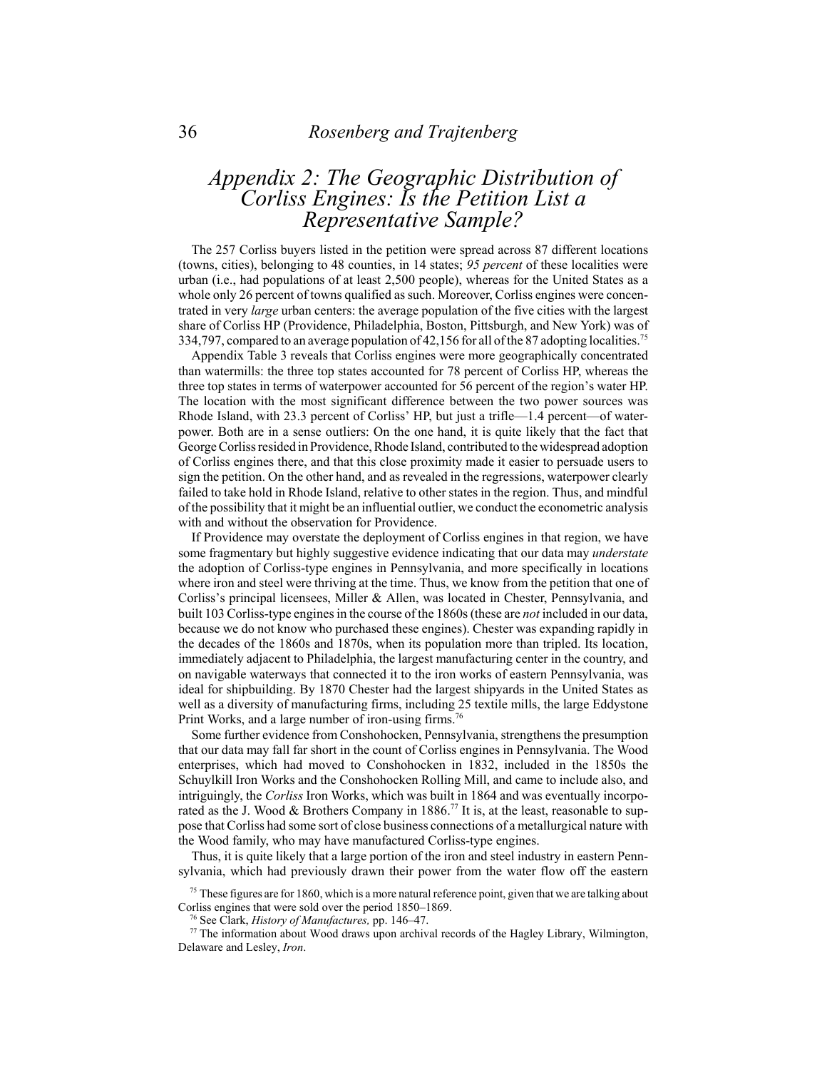# *Appendix 2: The Geographic Distribution of Corliss Engines: Is the Petition List a Representative Sample?*

The 257 Corliss buyers listed in the petition were spread across 87 different locations (towns, cities), belonging to 48 counties, in 14 states; *95 percent* of these localities were urban (i.e., had populations of at least 2,500 people), whereas for the United States as a whole only 26 percent of towns qualified as such. Moreover, Corliss engines were concentrated in very *large* urban centers: the average population of the five cities with the largest share of Corliss HP (Providence, Philadelphia, Boston, Pittsburgh, and New York) was of 334,797, compared to an average population of 42,156 for all of the 87 adopting localities.[75]

Appendix Table 3 reveals that Corliss engines were more geographically concentrated than watermills: the three top states accounted for 78 percent of Corliss HP, whereas the three top states in terms of waterpower accounted for 56 percent of the region's water HP. The location with the most significant difference between the two power sources was Rhode Island, with 23.3 percent of Corliss' HP, but just a trifle—1.4 percent—of waterpower. Both are in a sense outliers: On the one hand, it is quite likely that the fact that George Corliss resided in Providence, Rhode Island, contributed to the widespread adoption of Corliss engines there, and that this close proximity made it easier to persuade users to sign the petition. On the other hand, and as revealed in the regressions, waterpower clearly failed to take hold in Rhode Island, relative to other states in the region. Thus, and mindful of the possibility that it might be an influential outlier, we conduct the econometric analysis with and without the observation for Providence.

If Providence may overstate the deployment of Corliss engines in that region, we have some fragmentary but highly suggestive evidence indicating that our data may *understate* the adoption of Corliss-type engines in Pennsylvania, and more specifically in locations where iron and steel were thriving at the time. Thus, we know from the petition that one of Corliss's principal licensees, Miller & Allen, was located in Chester, Pennsylvania, and built 103 Corliss-type engines in the course of the 1860s (these are *not* included in our data, because we do not know who purchased these engines). Chester was expanding rapidly in the decades of the 1860s and 1870s, when its population more than tripled. Its location, immediately adjacent to Philadelphia, the largest manufacturing center in the country, and on navigable waterways that connected it to the iron works of eastern Pennsylvania, was ideal for shipbuilding. By 1870 Chester had the largest shipyards in the United States as well as a diversity of manufacturing firms, including 25 textile mills, the large Eddystone Print Works, and a large number of iron-using firms.[76]

Some further evidence from Conshohocken, Pennsylvania, strengthens the presumption that our data may fall far short in the count of Corliss engines in Pennsylvania. The Wood enterprises, which had moved to Conshohocken in 1832, included in the 1850s the Schuylkill Iron Works and the Conshohocken Rolling Mill, and came to include also, and intriguingly, the *Corliss* Iron Works, which was built in 1864 and was eventually incorporated as the J. Wood & Brothers Company in 1886.[77] It is, at the least, reasonable to suppose that Corliss had some sort of close business connections of a metallurgical nature with the Wood family, who may have manufactured Corliss-type engines.

Thus, it is quite likely that a large portion of the iron and steel industry in eastern Pennsylvania, which had previously drawn their power from the water flow off the eastern

[75] These figures are for 1860, which is a more natural reference point, given that we are talking about Corliss engines that were sold over the period 1850–1869.

[76] See Clark, *History of Manufactures,* pp. 146–47.

[77] The information about Wood draws upon archival records of the Hagley Library, Wilmington, Delaware and Lesley, *Iron*.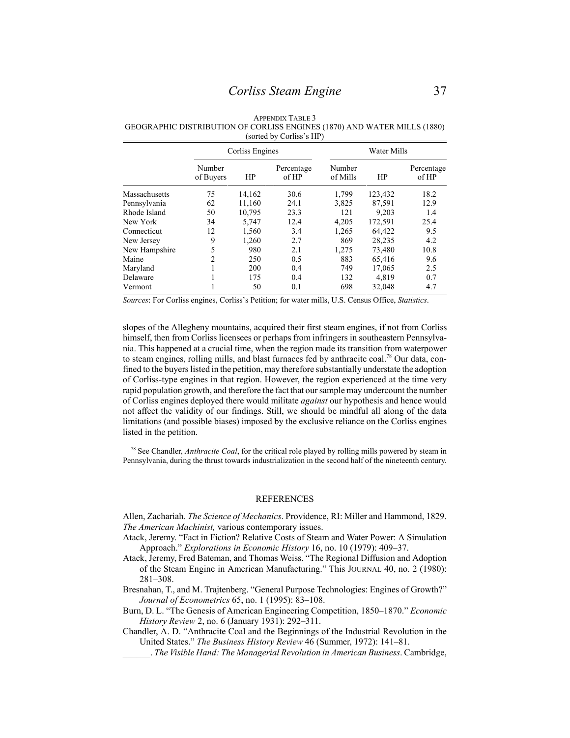APPENDIX TABLE 3
GEOGRAPHIC DISTRIBUTION OF CORLISS ENGINES (1870) AND WATER MILLS (1880)
(sorted by Corliss's HP)

| | Corliss Engines | | | Water Mills | | |
|---|---|---|---|---|---|---|
| | Number of Buyers | HP | Percentage of HP | Number of Mills | HP | Percentage of HP |
| Massachusetts | 75 | 14,162 | 30.6 | 1,799 | 123,432 | 18.2 |
| Pennsylvania | 62 | 11,160 | 24.1 | 3,825 | 87,591 | 12.9 |
| Rhode Island | 50 | 10,795 | 23.3 | 121 | 9,203 | 1.4 |
| New York | 34 | 5,747 | 12.4 | 4,205 | 172,591 | 25.4 |
| Connecticut | 12 | 1,560 | 3.4 | 1,265 | 64,422 | 9.5 |
| New Jersey | 9 | 1,260 | 2.7 | 869 | 28,235 | 4.2 |
| New Hampshire | 5 | 980 | 2.1 | 1,275 | 73,480 | 10.8 |
| Maine | 2 | 250 | 0.5 | 883 | 65,416 | 9.6 |
| Maryland | 1 | 200 | 0.4 | 749 | 17,065 | 2.5 |
| Delaware | 1 | 175 | 0.4 | 132 | 4,819 | 0.7 |
| Vermont | 1 | 50 | 0.1 | 698 | 32,048 | 4.7 |

*Sources*: For Corliss engines, Corliss's Petition; for water mills, U.S. Census Office, *Statistics*.

slopes of the Allegheny mountains, acquired their first steam engines, if not from Corliss himself, then from Corliss licensees or perhaps from infringers in southeastern Pennsylvania. This happened at a crucial time, when the region made its transition from waterpower to steam engines, rolling mills, and blast furnaces fed by anthracite coal.[78] Our data, confined to the buyers listed in the petition, may therefore substantially understate the adoption of Corliss-type engines in that region. However, the region experienced at the time very rapid population growth, and therefore the fact that our sample may undercount the number of Corliss engines deployed there would militate *against* our hypothesis and hence would not affect the validity of our findings. Still, we should be mindful all along of the data limitations (and possible biases) imposed by the exclusive reliance on the Corliss engines listed in the petition.

[78] See Chandler, *Anthracite Coal*, for the critical role played by rolling mills powered by steam in Pennsylvania, during the thrust towards industrialization in the second half of the nineteenth century.

## REFERENCES

Allen, Zachariah. *The Science of Mechanics*. Providence, RI: Miller and Hammond, 1829.

*The American Machinist,* various contemporary issues.

Atack, Jeremy. "Fact in Fiction? Relative Costs of Steam and Water Power: A Simulation Approach." *Explorations in Economic History* 16, no. 10 (1979): 409–37.

Atack, Jeremy, Fred Bateman, and Thomas Weiss. "The Regional Diffusion and Adoption of the Steam Engine in American Manufacturing." This JOURNAL 40, no. 2 (1980): 281–308.

Bresnahan, T., and M. Trajtenberg. "General Purpose Technologies: Engines of Growth?" *Journal of Econometrics* 65, no. 1 (1995): 83–108.

Burn, D. L. "The Genesis of American Engineering Competition, 1850–1870." *Economic History Review* 2, no. 6 (January 1931): 292–311.

Chandler, A. D. "Anthracite Coal and the Beginnings of the Industrial Revolution in the United States." *The Business History Review* 46 (Summer, 1972): 141–81.

\_\_\_\_\_\_. *The Visible Hand: The Managerial Revolution in American Business*. Cambridge,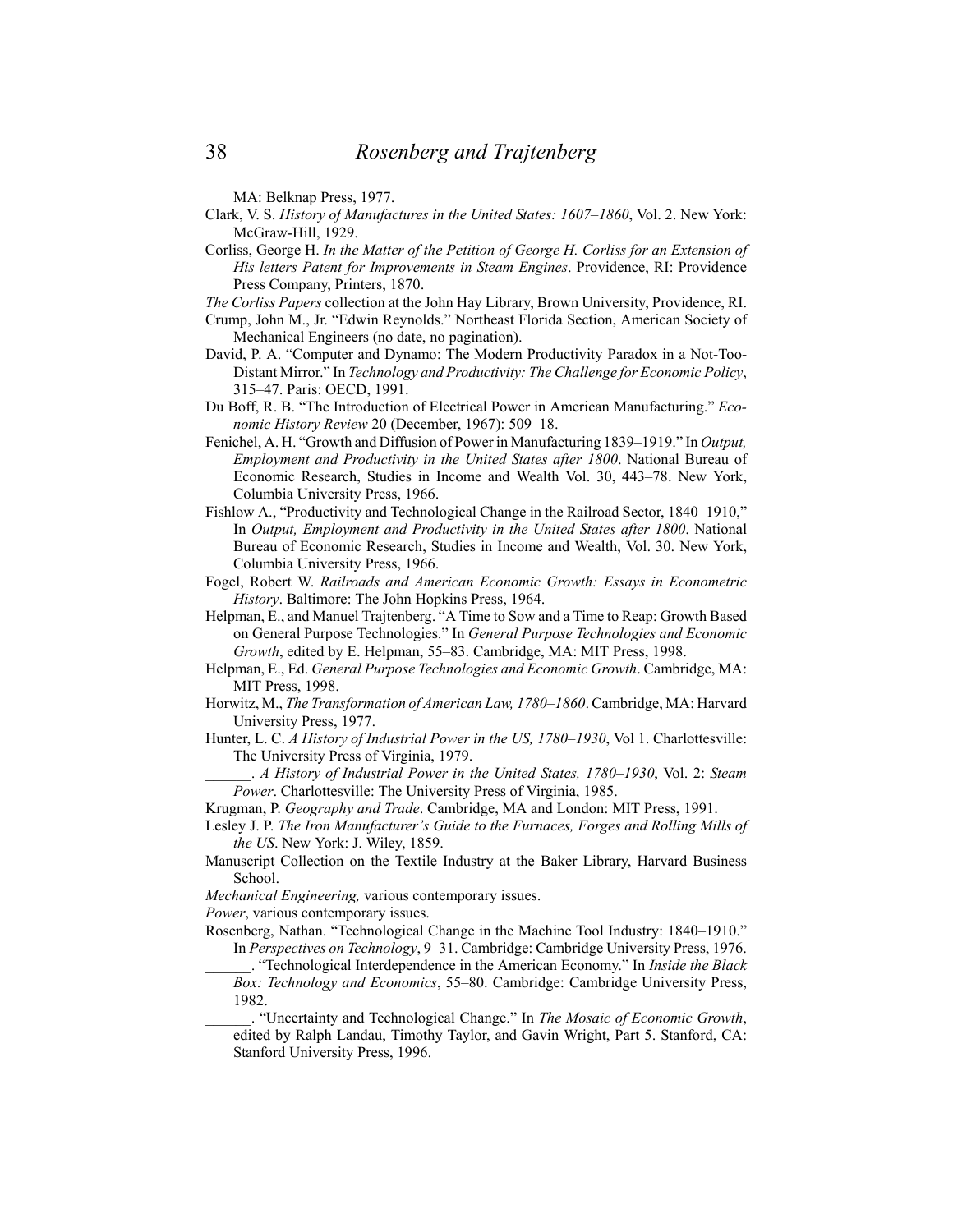MA: Belknap Press, 1977.

Clark, V. S. *History of Manufactures in the United States: 1607–1860*, Vol. 2. New York: McGraw-Hill, 1929.

Corliss, George H. *In the Matter of the Petition of George H. Corliss for an Extension of His letters Patent for Improvements in Steam Engines*. Providence, RI: Providence Press Company, Printers, 1870.

*The Corliss Papers* collection at the John Hay Library, Brown University, Providence, RI.

Crump, John M., Jr. "Edwin Reynolds." Northeast Florida Section, American Society of Mechanical Engineers (no date, no pagination).

David, P. A. "Computer and Dynamo: The Modern Productivity Paradox in a Not-Too-Distant Mirror." In *Technology and Productivity: The Challenge for Economic Policy*, 315–47. Paris: OECD, 1991.

Du Boff, R. B. "The Introduction of Electrical Power in American Manufacturing." *Economic History Review* 20 (December, 1967): 509–18.

Fenichel, A. H. "Growth and Diffusion of Power in Manufacturing 1839–1919." In *Output, Employment and Productivity in the United States after 1800*. National Bureau of Economic Research, Studies in Income and Wealth Vol. 30, 443–78. New York, Columbia University Press, 1966.

Fishlow A., "Productivity and Technological Change in the Railroad Sector, 1840–1910," In *Output, Employment and Productivity in the United States after 1800*. National Bureau of Economic Research, Studies in Income and Wealth, Vol. 30. New York, Columbia University Press, 1966.

Fogel, Robert W. *Railroads and American Economic Growth: Essays in Econometric History*. Baltimore: The John Hopkins Press, 1964.

Helpman, E., and Manuel Trajtenberg. "A Time to Sow and a Time to Reap: Growth Based on General Purpose Technologies." In *General Purpose Technologies and Economic Growth*, edited by E. Helpman, 55–83. Cambridge, MA: MIT Press, 1998.

Helpman, E., Ed. *General Purpose Technologies and Economic Growth*. Cambridge, MA: MIT Press, 1998.

Horwitz, M., *The Transformation of American Law, 1780–1860*. Cambridge, MA: Harvard University Press, 1977.

Hunter, L. C. *A History of Industrial Power in the US, 1780–1930*, Vol 1. Charlottesville: The University Press of Virginia, 1979.

______. *A History of Industrial Power in the United States, 1780–1930*, Vol. 2: *Steam Power*. Charlottesville: The University Press of Virginia, 1985.

Krugman, P. *Geography and Trade*. Cambridge, MA and London: MIT Press, 1991.

Lesley J. P. *The Iron Manufacturer's Guide to the Furnaces, Forges and Rolling Mills of the US*. New York: J. Wiley, 1859.

Manuscript Collection on the Textile Industry at the Baker Library, Harvard Business School.

*Mechanical Engineering,* various contemporary issues.

*Power*, various contemporary issues.

Rosenberg, Nathan. "Technological Change in the Machine Tool Industry: 1840–1910." In *Perspectives on Technology*, 9–31. Cambridge: Cambridge University Press, 1976.

______. "Technological Interdependence in the American Economy." In *Inside the Black Box: Technology and Economics*, 55–80. Cambridge: Cambridge University Press, 1982.

______. "Uncertainty and Technological Change." In *The Mosaic of Economic Growth*, edited by Ralph Landau, Timothy Taylor, and Gavin Wright, Part 5. Stanford, CA: Stanford University Press, 1996.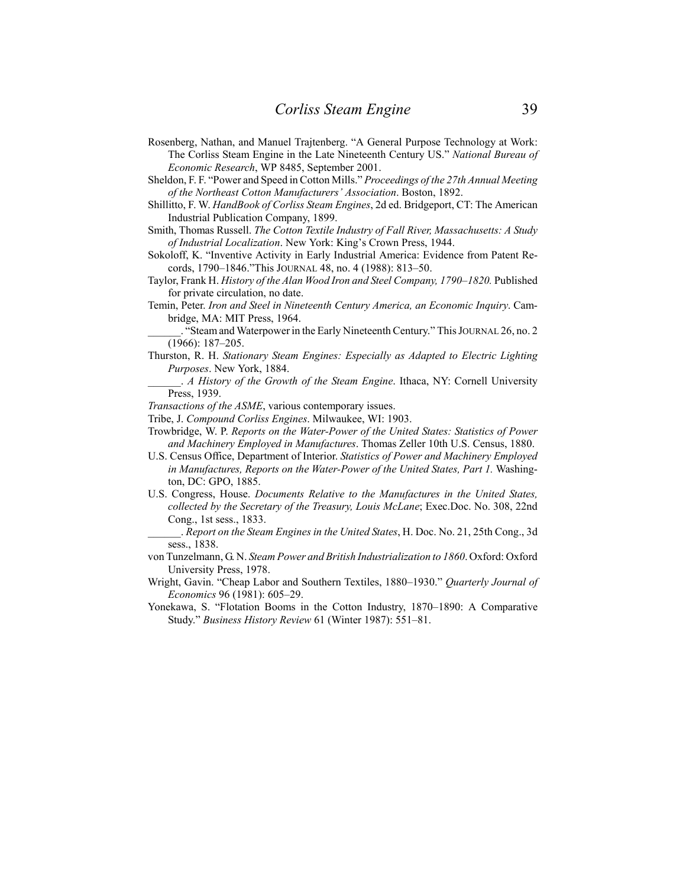Rosenberg, Nathan, and Manuel Trajtenberg. "A General Purpose Technology at Work: The Corliss Steam Engine in the Late Nineteenth Century US." *National Bureau of Economic Research*, WP 8485, September 2001.

Sheldon, F. F. "Power and Speed in Cotton Mills." *Proceedings of the 27th Annual Meeting of the Northeast Cotton Manufacturers' Association*. Boston, 1892.

Shillitto, F. W. *HandBook of Corliss Steam Engines*, 2d ed. Bridgeport, CT: The American Industrial Publication Company, 1899.

Smith, Thomas Russell. *The Cotton Textile Industry of Fall River, Massachusetts: A Study of Industrial Localization*. New York: King's Crown Press, 1944.

Sokoloff, K. "Inventive Activity in Early Industrial America: Evidence from Patent Records, 1790–1846."This JOURNAL 48, no. 4 (1988): 813–50.

Taylor, Frank H. *History of the Alan Wood Iron and Steel Company, 1790–1820.* Published for private circulation, no date.

Temin, Peter. *Iron and Steel in Nineteenth Century America, an Economic Inquiry*. Cambridge, MA: MIT Press, 1964.

______. "Steam and Waterpower in the Early Nineteenth Century." This JOURNAL 26, no. 2 (1966): 187–205.

Thurston, R. H. *Stationary Steam Engines: Especially as Adapted to Electric Lighting Purposes*. New York, 1884.

______. *A History of the Growth of the Steam Engine*. Ithaca, NY: Cornell University Press, 1939.

*Transactions of the ASME*, various contemporary issues.

Tribe, J. *Compound Corliss Engines*. Milwaukee, WI: 1903.

Trowbridge, W. P. *Reports on the Water-Power of the United States: Statistics of Power and Machinery Employed in Manufactures*. Thomas Zeller 10th U.S. Census, 1880.

U.S. Census Office, Department of Interior. *Statistics of Power and Machinery Employed in Manufactures, Reports on the Water-Power of the United States, Part 1.* Washington, DC: GPO, 1885.

U.S. Congress, House. *Documents Relative to the Manufactures in the United States, collected by the Secretary of the Treasury, Louis McLane*; Exec.Doc. No. 308, 22nd Cong., 1st sess., 1833.

______. *Report on the Steam Engines in the United States*, H. Doc. No. 21, 25th Cong., 3d sess., 1838.

von Tunzelmann, G. N. *Steam Power and British Industrialization to 1860*. Oxford: Oxford University Press, 1978.

Wright, Gavin. "Cheap Labor and Southern Textiles, 1880–1930." *Quarterly Journal of Economics* 96 (1981): 605–29.

Yonekawa, S. "Flotation Booms in the Cotton Industry, 1870–1890: A Comparative Study." *Business History Review* 61 (Winter 1987): 551–81.